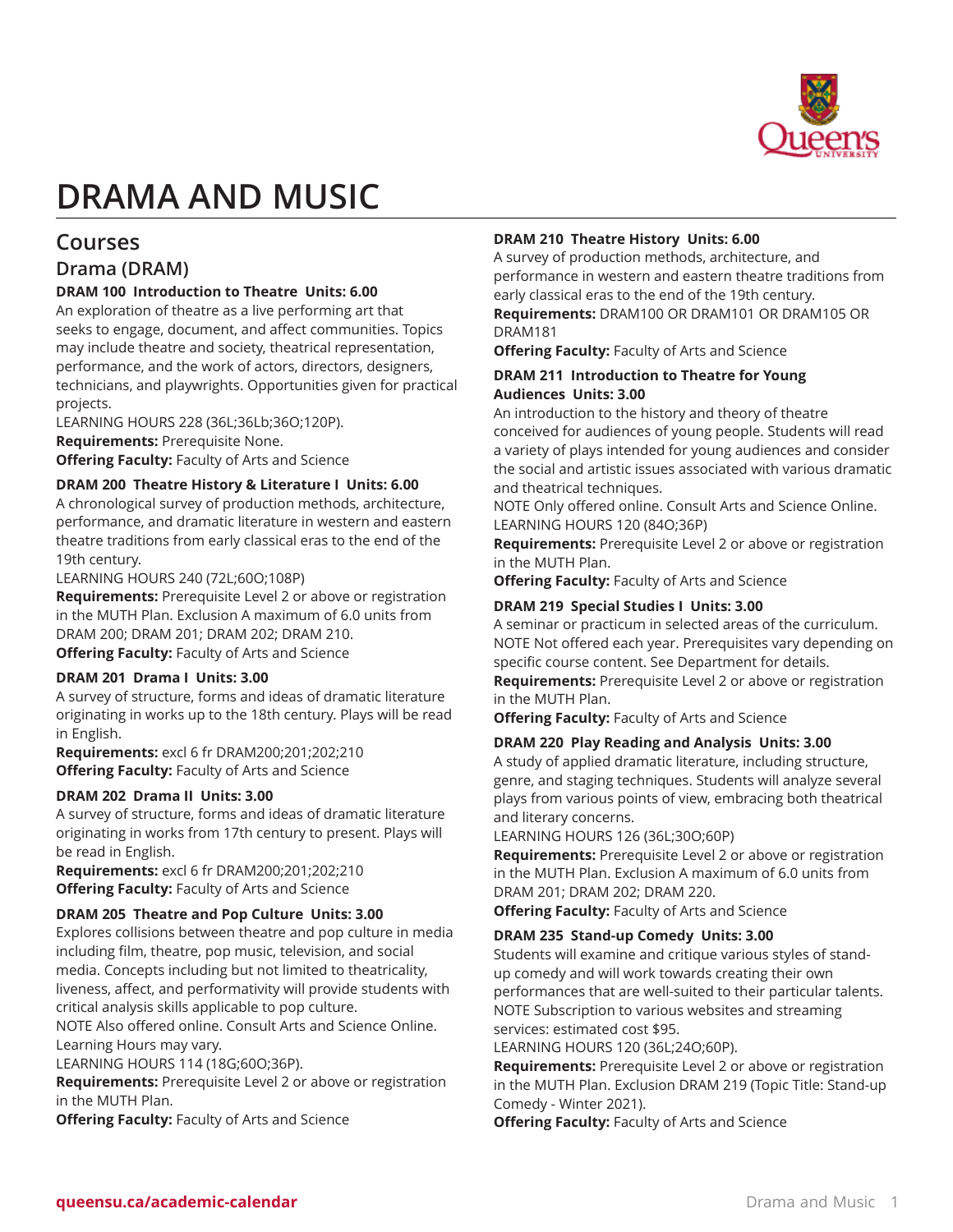# DRAMA AND MUSIC

## Courses

### Drama (DRAM)

**DRAM 100 Introduction to Theatre Units: 6.00**

An exploration of theatre as a live performing art that seeks to engage, document, and affect communities. Topics may include theatre and society, theatrical representation, performance, and the work of actors, directors, designers, technicians, and playwrights. Opportunities given for practical projects.
LEARNING HOURS 228 (36L;36Lb;36O;120P).
**Requirements:** Prerequisite None.
**Offering Faculty:** Faculty of Arts and Science

**DRAM 200 Theatre History & Literature I Units: 6.00**

A chronological survey of production methods, architecture, performance, and dramatic literature in western and eastern theatre traditions from early classical eras to the end of the 19th century.
LEARNING HOURS 240 (72L;60O;108P)
**Requirements:** Prerequisite Level 2 or above or registration in the MUTH Plan. Exclusion A maximum of 6.0 units from DRAM 200; DRAM 201; DRAM 202; DRAM 210.
**Offering Faculty:** Faculty of Arts and Science

**DRAM 201 Drama I Units: 3.00**

A survey of structure, forms and ideas of dramatic literature originating in works up to the 18th century. Plays will be read in English.
**Requirements:** excl 6 fr DRAM200;201;202;210
**Offering Faculty:** Faculty of Arts and Science

**DRAM 202 Drama II Units: 3.00**

A survey of structure, forms and ideas of dramatic literature originating in works from 17th century to present. Plays will be read in English.
**Requirements:** excl 6 fr DRAM200;201;202;210
**Offering Faculty:** Faculty of Arts and Science

**DRAM 205 Theatre and Pop Culture Units: 3.00**

Explores collisions between theatre and pop culture in media including film, theatre, pop music, television, and social media. Concepts including but not limited to theatricality, liveness, affect, and performativity will provide students with critical analysis skills applicable to pop culture.
NOTE Also offered online. Consult Arts and Science Online. Learning Hours may vary.
LEARNING HOURS 114 (18G;60O;36P).
**Requirements:** Prerequisite Level 2 or above or registration in the MUTH Plan.
**Offering Faculty:** Faculty of Arts and Science

**DRAM 210 Theatre History Units: 6.00**

A survey of production methods, architecture, and performance in western and eastern theatre traditions from early classical eras to the end of the 19th century.
**Requirements:** DRAM100 OR DRAM101 OR DRAM105 OR DRAM181
**Offering Faculty:** Faculty of Arts and Science

**DRAM 211 Introduction to Theatre for Young Audiences Units: 3.00**

An introduction to the history and theory of theatre conceived for audiences of young people. Students will read a variety of plays intended for young audiences and consider the social and artistic issues associated with various dramatic and theatrical techniques.
NOTE Only offered online. Consult Arts and Science Online.
LEARNING HOURS 120 (84O;36P)
**Requirements:** Prerequisite Level 2 or above or registration in the MUTH Plan.
**Offering Faculty:** Faculty of Arts and Science

**DRAM 219 Special Studies I Units: 3.00**

A seminar or practicum in selected areas of the curriculum.
NOTE Not offered each year. Prerequisites vary depending on specific course content. See Department for details.
**Requirements:** Prerequisite Level 2 or above or registration in the MUTH Plan.
**Offering Faculty:** Faculty of Arts and Science

**DRAM 220 Play Reading and Analysis Units: 3.00**

A study of applied dramatic literature, including structure, genre, and staging techniques. Students will analyze several plays from various points of view, embracing both theatrical and literary concerns.
LEARNING HOURS 126 (36L;30O;60P)
**Requirements:** Prerequisite Level 2 or above or registration in the MUTH Plan. Exclusion A maximum of 6.0 units from DRAM 201; DRAM 202; DRAM 220.
**Offering Faculty:** Faculty of Arts and Science

**DRAM 235 Stand-up Comedy Units: 3.00**

Students will examine and critique various styles of stand-up comedy and will work towards creating their own performances that are well-suited to their particular talents.
NOTE Subscription to various websites and streaming services: estimated cost $95.
LEARNING HOURS 120 (36L;24O;60P).
**Requirements:** Prerequisite Level 2 or above or registration in the MUTH Plan. Exclusion DRAM 219 (Topic Title: Stand-up Comedy - Winter 2021).
**Offering Faculty:** Faculty of Arts and Science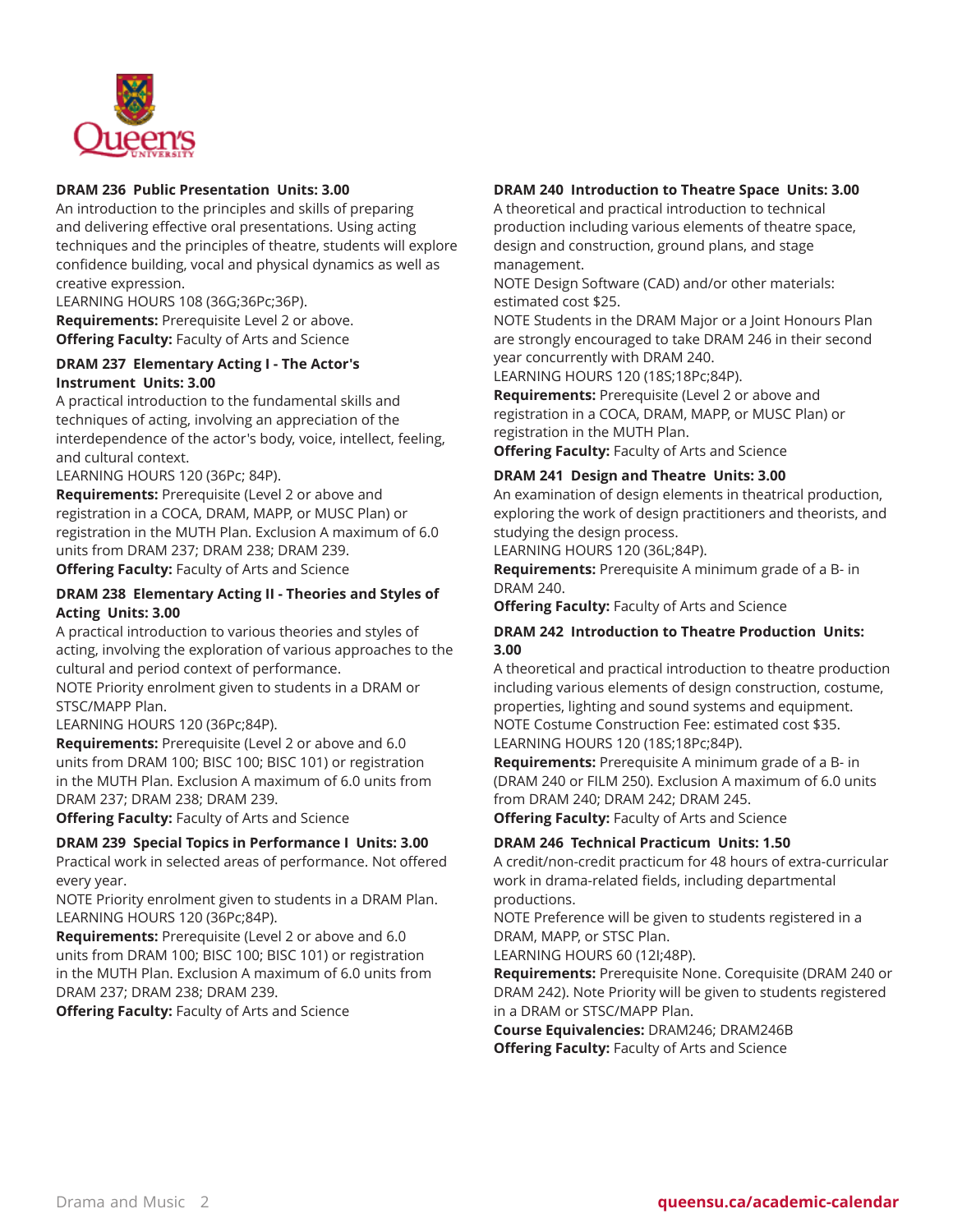### DRAM 236 Public Presentation Units: 3.00

An introduction to the principles and skills of preparing and delivering effective oral presentations. Using acting techniques and the principles of theatre, students will explore confidence building, vocal and physical dynamics as well as creative expression.
LEARNING HOURS 108 (36G;36Pc;36P).
**Requirements:** Prerequisite Level 2 or above.
**Offering Faculty:** Faculty of Arts and Science

### DRAM 237 Elementary Acting I - The Actor's Instrument Units: 3.00

A practical introduction to the fundamental skills and techniques of acting, involving an appreciation of the interdependence of the actor's body, voice, intellect, feeling, and cultural context.
LEARNING HOURS 120 (36Pc; 84P).
**Requirements:** Prerequisite (Level 2 or above and registration in a COCA, DRAM, MAPP, or MUSC Plan) or registration in the MUTH Plan. Exclusion A maximum of 6.0 units from DRAM 237; DRAM 238; DRAM 239.
**Offering Faculty:** Faculty of Arts and Science

### DRAM 238 Elementary Acting II - Theories and Styles of Acting Units: 3.00

A practical introduction to various theories and styles of acting, involving the exploration of various approaches to the cultural and period context of performance.
NOTE Priority enrolment given to students in a DRAM or STSC/MAPP Plan.
LEARNING HOURS 120 (36Pc;84P).
**Requirements:** Prerequisite (Level 2 or above and 6.0 units from DRAM 100; BISC 100; BISC 101) or registration in the MUTH Plan. Exclusion A maximum of 6.0 units from DRAM 237; DRAM 238; DRAM 239.
**Offering Faculty:** Faculty of Arts and Science

### DRAM 239 Special Topics in Performance I Units: 3.00

Practical work in selected areas of performance. Not offered every year.
NOTE Priority enrolment given to students in a DRAM Plan.
LEARNING HOURS 120 (36Pc;84P).
**Requirements:** Prerequisite (Level 2 or above and 6.0 units from DRAM 100; BISC 100; BISC 101) or registration in the MUTH Plan. Exclusion A maximum of 6.0 units from DRAM 237; DRAM 238; DRAM 239.
**Offering Faculty:** Faculty of Arts and Science

### DRAM 240 Introduction to Theatre Space Units: 3.00

A theoretical and practical introduction to technical production including various elements of theatre space, design and construction, ground plans, and stage management.
NOTE Design Software (CAD) and/or other materials: estimated cost $25.
NOTE Students in the DRAM Major or a Joint Honours Plan are strongly encouraged to take DRAM 246 in their second year concurrently with DRAM 240.
LEARNING HOURS 120 (18S;18Pc;84P).
**Requirements:** Prerequisite (Level 2 or above and registration in a COCA, DRAM, MAPP, or MUSC Plan) or registration in the MUTH Plan.
**Offering Faculty:** Faculty of Arts and Science

### DRAM 241 Design and Theatre Units: 3.00

An examination of design elements in theatrical production, exploring the work of design practitioners and theorists, and studying the design process.
LEARNING HOURS 120 (36L;84P).
**Requirements:** Prerequisite A minimum grade of a B- in DRAM 240.
**Offering Faculty:** Faculty of Arts and Science

### DRAM 242 Introduction to Theatre Production Units: 3.00

A theoretical and practical introduction to theatre production including various elements of design construction, costume, properties, lighting and sound systems and equipment.
NOTE Costume Construction Fee: estimated cost $35.
LEARNING HOURS 120 (18S;18Pc;84P).
**Requirements:** Prerequisite A minimum grade of a B- in (DRAM 240 or FILM 250). Exclusion A maximum of 6.0 units from DRAM 240; DRAM 242; DRAM 245.
**Offering Faculty:** Faculty of Arts and Science

### DRAM 246 Technical Practicum Units: 1.50

A credit/non-credit practicum for 48 hours of extra-curricular work in drama-related fields, including departmental productions.
NOTE Preference will be given to students registered in a DRAM, MAPP, or STSC Plan.
LEARNING HOURS 60 (12I;48P).
**Requirements:** Prerequisite None. Corequisite (DRAM 240 or DRAM 242). Note Priority will be given to students registered in a DRAM or STSC/MAPP Plan.
**Course Equivalencies:** DRAM246; DRAM246B
**Offering Faculty:** Faculty of Arts and Science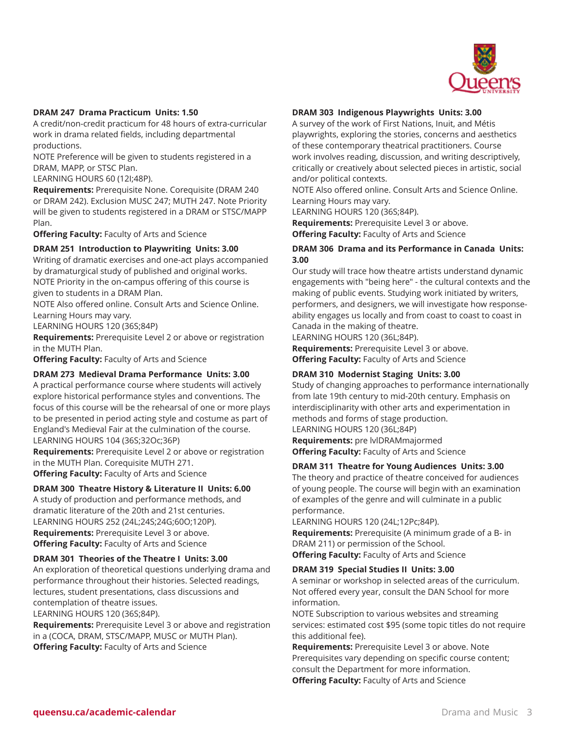**DRAM 247 Drama Practicum Units: 1.50**

A credit/non-credit practicum for 48 hours of extra-curricular work in drama related fields, including departmental productions.

NOTE Preference will be given to students registered in a DRAM, MAPP, or STSC Plan.

LEARNING HOURS 60 (12I;48P).

**Requirements:** Prerequisite None. Corequisite (DRAM 240 or DRAM 242). Exclusion MUSC 247; MUTH 247. Note Priority will be given to students registered in a DRAM or STSC/MAPP Plan.

**Offering Faculty:** Faculty of Arts and Science

**DRAM 251 Introduction to Playwriting Units: 3.00**

Writing of dramatic exercises and one-act plays accompanied by dramaturgical study of published and original works.

NOTE Priority in the on-campus offering of this course is given to students in a DRAM Plan.

NOTE Also offered online. Consult Arts and Science Online. Learning Hours may vary.

LEARNING HOURS 120 (36S;84P)

**Requirements:** Prerequisite Level 2 or above or registration in the MUTH Plan.

**Offering Faculty:** Faculty of Arts and Science

**DRAM 273 Medieval Drama Performance Units: 3.00**

A practical performance course where students will actively explore historical performance styles and conventions. The focus of this course will be the rehearsal of one or more plays to be presented in period acting style and costume as part of England's Medieval Fair at the culmination of the course.

LEARNING HOURS 104 (36S;32Oc;36P)

**Requirements:** Prerequisite Level 2 or above or registration in the MUTH Plan. Corequisite MUTH 271.

**Offering Faculty:** Faculty of Arts and Science

**DRAM 300 Theatre History & Literature II Units: 6.00**

A study of production and performance methods, and dramatic literature of the 20th and 21st centuries.

LEARNING HOURS 252 (24L;24S;24G;60O;120P).

**Requirements:** Prerequisite Level 3 or above.

**Offering Faculty:** Faculty of Arts and Science

**DRAM 301 Theories of the Theatre I Units: 3.00**

An exploration of theoretical questions underlying drama and performance throughout their histories. Selected readings, lectures, student presentations, class discussions and contemplation of theatre issues.

LEARNING HOURS 120 (36S;84P).

**Requirements:** Prerequisite Level 3 or above and registration in a (COCA, DRAM, STSC/MAPP, MUSC or MUTH Plan).

**Offering Faculty:** Faculty of Arts and Science

**DRAM 303 Indigenous Playwrights Units: 3.00**

A survey of the work of First Nations, Inuit, and Métis playwrights, exploring the stories, concerns and aesthetics of these contemporary theatrical practitioners. Course work involves reading, discussion, and writing descriptively, critically or creatively about selected pieces in artistic, social and/or political contexts.

NOTE Also offered online. Consult Arts and Science Online. Learning Hours may vary.

LEARNING HOURS 120 (36S;84P).

**Requirements:** Prerequisite Level 3 or above.

**Offering Faculty:** Faculty of Arts and Science

**DRAM 306 Drama and its Performance in Canada Units: 3.00**

Our study will trace how theatre artists understand dynamic engagements with "being here" - the cultural contexts and the making of public events. Studying work initiated by writers, performers, and designers, we will investigate how response-ability engages us locally and from coast to coast to coast in Canada in the making of theatre.

LEARNING HOURS 120 (36L;84P).

**Requirements:** Prerequisite Level 3 or above.

**Offering Faculty:** Faculty of Arts and Science

**DRAM 310 Modernist Staging Units: 3.00**

Study of changing approaches to performance internationally from late 19th century to mid-20th century. Emphasis on interdisciplinarity with other arts and experimentation in methods and forms of stage production.

LEARNING HOURS 120 (36L;84P)

**Requirements:** pre lvlDRAMmajormed

**Offering Faculty:** Faculty of Arts and Science

**DRAM 311 Theatre for Young Audiences Units: 3.00**

The theory and practice of theatre conceived for audiences of young people. The course will begin with an examination of examples of the genre and will culminate in a public performance.

LEARNING HOURS 120 (24L;12Pc;84P).

**Requirements:** Prerequisite (A minimum grade of a B- in DRAM 211) or permission of the School.

**Offering Faculty:** Faculty of Arts and Science

**DRAM 319 Special Studies II Units: 3.00**

A seminar or workshop in selected areas of the curriculum. Not offered every year, consult the DAN School for more information.

NOTE Subscription to various websites and streaming services: estimated cost $95 (some topic titles do not require this additional fee).

**Requirements:** Prerequisite Level 3 or above. Note Prerequisites vary depending on specific course content; consult the Department for more information.

**Offering Faculty:** Faculty of Arts and Science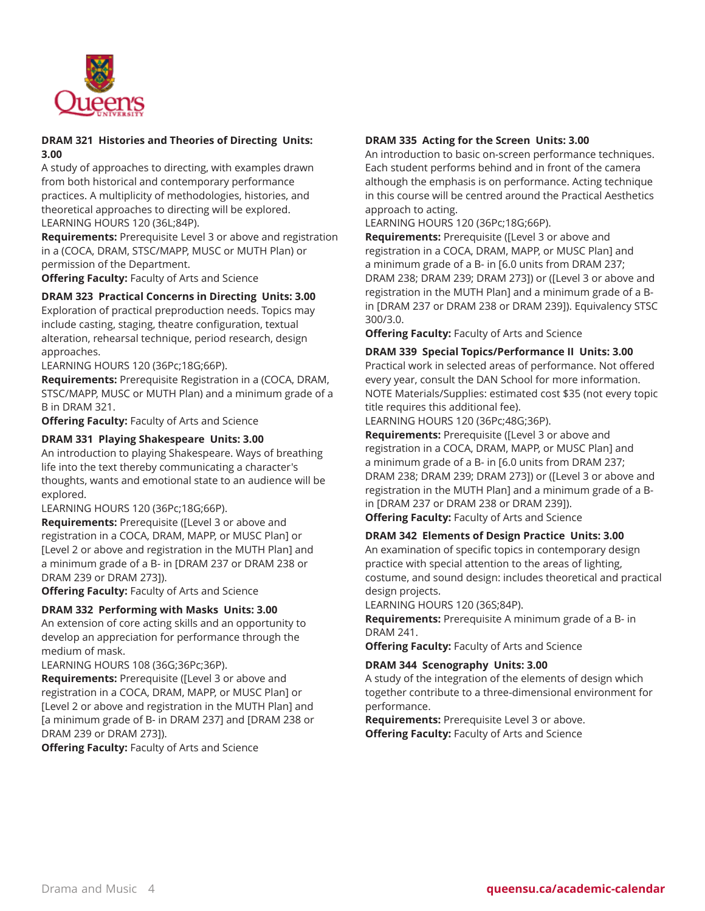**DRAM 321 Histories and Theories of Directing Units: 3.00**
A study of approaches to directing, with examples drawn from both historical and contemporary performance practices. A multiplicity of methodologies, histories, and theoretical approaches to directing will be explored.
LEARNING HOURS 120 (36L;84P).
**Requirements:** Prerequisite Level 3 or above and registration in a (COCA, DRAM, STSC/MAPP, MUSC or MUTH Plan) or permission of the Department.
**Offering Faculty:** Faculty of Arts and Science

**DRAM 323 Practical Concerns in Directing Units: 3.00**
Exploration of practical preproduction needs. Topics may include casting, staging, theatre configuration, textual alteration, rehearsal technique, period research, design approaches.
LEARNING HOURS 120 (36Pc;18G;66P).
**Requirements:** Prerequisite Registration in a (COCA, DRAM, STSC/MAPP, MUSC or MUTH Plan) and a minimum grade of a B in DRAM 321.
**Offering Faculty:** Faculty of Arts and Science

**DRAM 331 Playing Shakespeare Units: 3.00**
An introduction to playing Shakespeare. Ways of breathing life into the text thereby communicating a character's thoughts, wants and emotional state to an audience will be explored.
LEARNING HOURS 120 (36Pc;18G;66P).
**Requirements:** Prerequisite ([Level 3 or above and registration in a COCA, DRAM, MAPP, or MUSC Plan] or [Level 2 or above and registration in the MUTH Plan] and a minimum grade of a B- in [DRAM 237 or DRAM 238 or DRAM 239 or DRAM 273]).
**Offering Faculty:** Faculty of Arts and Science

**DRAM 332 Performing with Masks Units: 3.00**
An extension of core acting skills and an opportunity to develop an appreciation for performance through the medium of mask.
LEARNING HOURS 108 (36G;36Pc;36P).
**Requirements:** Prerequisite ([Level 3 or above and registration in a COCA, DRAM, MAPP, or MUSC Plan] or [Level 2 or above and registration in the MUTH Plan] and [a minimum grade of B- in DRAM 237] and [DRAM 238 or DRAM 239 or DRAM 273]).
**Offering Faculty:** Faculty of Arts and Science

**DRAM 335 Acting for the Screen Units: 3.00**
An introduction to basic on-screen performance techniques. Each student performs behind and in front of the camera although the emphasis is on performance. Acting technique in this course will be centred around the Practical Aesthetics approach to acting.
LEARNING HOURS 120 (36Pc;18G;66P).
**Requirements:** Prerequisite ([Level 3 or above and registration in a COCA, DRAM, MAPP, or MUSC Plan] and a minimum grade of a B- in [6.0 units from DRAM 237; DRAM 238; DRAM 239; DRAM 273]) or ([Level 3 or above and registration in the MUTH Plan] and a minimum grade of a B- in [DRAM 237 or DRAM 238 or DRAM 239]). Equivalency STSC 300/3.0.
**Offering Faculty:** Faculty of Arts and Science

**DRAM 339 Special Topics/Performance II Units: 3.00**
Practical work in selected areas of performance. Not offered every year, consult the DAN School for more information. NOTE Materials/Supplies: estimated cost $35 (not every topic title requires this additional fee).
LEARNING HOURS 120 (36Pc;48G;36P).
**Requirements:** Prerequisite ([Level 3 or above and registration in a COCA, DRAM, MAPP, or MUSC Plan] and a minimum grade of a B- in [6.0 units from DRAM 237; DRAM 238; DRAM 239; DRAM 273]) or ([Level 3 or above and registration in the MUTH Plan] and a minimum grade of a B- in [DRAM 237 or DRAM 238 or DRAM 239]).
**Offering Faculty:** Faculty of Arts and Science

**DRAM 342 Elements of Design Practice Units: 3.00**
An examination of specific topics in contemporary design practice with special attention to the areas of lighting, costume, and sound design: includes theoretical and practical design projects.
LEARNING HOURS 120 (36S;84P).
**Requirements:** Prerequisite A minimum grade of a B- in DRAM 241.
**Offering Faculty:** Faculty of Arts and Science

**DRAM 344 Scenography Units: 3.00**
A study of the integration of the elements of design which together contribute to a three-dimensional environment for performance.
**Requirements:** Prerequisite Level 3 or above.
**Offering Faculty:** Faculty of Arts and Science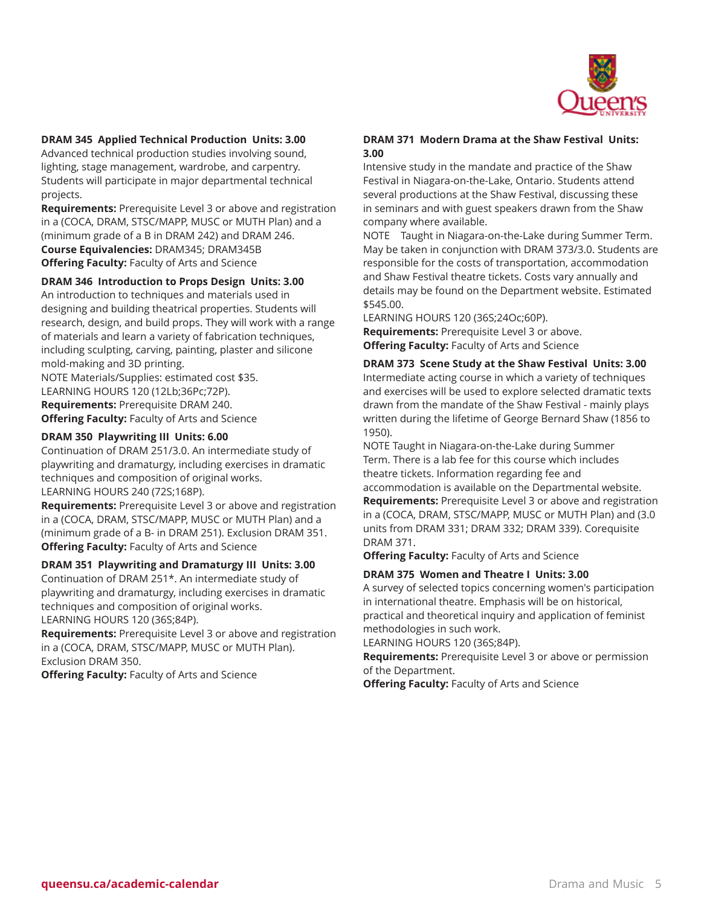### DRAM 345 Applied Technical Production Units: 3.00

Advanced technical production studies involving sound, lighting, stage management, wardrobe, and carpentry. Students will participate in major departmental technical projects.

**Requirements:** Prerequisite Level 3 or above and registration in a (COCA, DRAM, STSC/MAPP, MUSC or MUTH Plan) and a (minimum grade of a B in DRAM 242) and DRAM 246.
**Course Equivalencies:** DRAM345; DRAM345B
**Offering Faculty:** Faculty of Arts and Science

### DRAM 346 Introduction to Props Design Units: 3.00

An introduction to techniques and materials used in designing and building theatrical properties. Students will research, design, and build props. They will work with a range of materials and learn a variety of fabrication techniques, including sculpting, carving, painting, plaster and silicone mold-making and 3D printing.

NOTE Materials/Supplies: estimated cost $35.
LEARNING HOURS 120 (12Lb;36Pc;72P).
**Requirements:** Prerequisite DRAM 240.
**Offering Faculty:** Faculty of Arts and Science

### DRAM 350 Playwriting III Units: 6.00

Continuation of DRAM 251/3.0. An intermediate study of playwriting and dramaturgy, including exercises in dramatic techniques and composition of original works.

LEARNING HOURS 240 (72S;168P).
**Requirements:** Prerequisite Level 3 or above and registration in a (COCA, DRAM, STSC/MAPP, MUSC or MUTH Plan) and a (minimum grade of a B- in DRAM 251). Exclusion DRAM 351.
**Offering Faculty:** Faculty of Arts and Science

### DRAM 351 Playwriting and Dramaturgy III Units: 3.00

Continuation of DRAM 251*. An intermediate study of playwriting and dramaturgy, including exercises in dramatic techniques and composition of original works.

LEARNING HOURS 120 (36S;84P).
**Requirements:** Prerequisite Level 3 or above and registration in a (COCA, DRAM, STSC/MAPP, MUSC or MUTH Plan). Exclusion DRAM 350.
**Offering Faculty:** Faculty of Arts and Science

### DRAM 371 Modern Drama at the Shaw Festival Units: 3.00

Intensive study in the mandate and practice of the Shaw Festival in Niagara-on-the-Lake, Ontario. Students attend several productions at the Shaw Festival, discussing these in seminars and with guest speakers drawn from the Shaw company where available.

NOTE Taught in Niagara-on-the-Lake during Summer Term. May be taken in conjunction with DRAM 373/3.0. Students are responsible for the costs of transportation, accommodation and Shaw Festival theatre tickets. Costs vary annually and details may be found on the Department website. Estimated $545.00.
LEARNING HOURS 120 (36S;24Oc;60P).
**Requirements:** Prerequisite Level 3 or above.
**Offering Faculty:** Faculty of Arts and Science

### DRAM 373 Scene Study at the Shaw Festival Units: 3.00

Intermediate acting course in which a variety of techniques and exercises will be used to explore selected dramatic texts drawn from the mandate of the Shaw Festival - mainly plays written during the lifetime of George Bernard Shaw (1856 to 1950).

NOTE Taught in Niagara-on-the-Lake during Summer Term. There is a lab fee for this course which includes theatre tickets. Information regarding fee and accommodation is available on the Departmental website.
**Requirements:** Prerequisite Level 3 or above and registration in a (COCA, DRAM, STSC/MAPP, MUSC or MUTH Plan) and (3.0 units from DRAM 331; DRAM 332; DRAM 339). Corequisite DRAM 371.
**Offering Faculty:** Faculty of Arts and Science

### DRAM 375 Women and Theatre I Units: 3.00

A survey of selected topics concerning women's participation in international theatre. Emphasis will be on historical, practical and theoretical inquiry and application of feminist methodologies in such work.

LEARNING HOURS 120 (36S;84P).
**Requirements:** Prerequisite Level 3 or above or permission of the Department.
**Offering Faculty:** Faculty of Arts and Science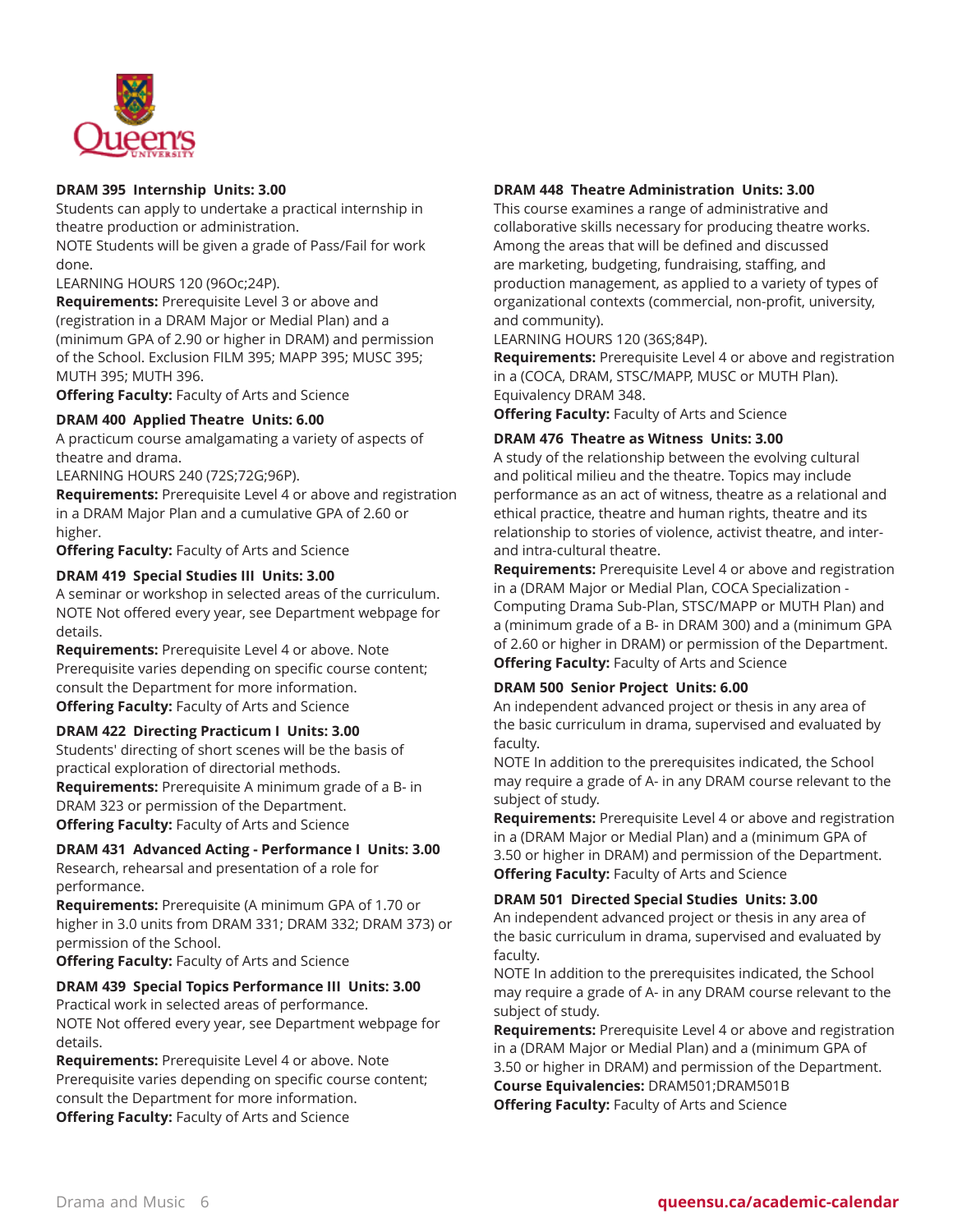**DRAM 395 Internship Units: 3.00**
Students can apply to undertake a practical internship in theatre production or administration.
NOTE Students will be given a grade of Pass/Fail for work done.
LEARNING HOURS 120 (96Oc;24P).
**Requirements:** Prerequisite Level 3 or above and (registration in a DRAM Major or Medial Plan) and a (minimum GPA of 2.90 or higher in DRAM) and permission of the School. Exclusion FILM 395; MAPP 395; MUSC 395; MUTH 395; MUTH 396.
**Offering Faculty:** Faculty of Arts and Science

**DRAM 400 Applied Theatre Units: 6.00**
A practicum course amalgamating a variety of aspects of theatre and drama.
LEARNING HOURS 240 (72S;72G;96P).
**Requirements:** Prerequisite Level 4 or above and registration in a DRAM Major Plan and a cumulative GPA of 2.60 or higher.
**Offering Faculty:** Faculty of Arts and Science

**DRAM 419 Special Studies III Units: 3.00**
A seminar or workshop in selected areas of the curriculum.
NOTE Not offered every year, see Department webpage for details.
**Requirements:** Prerequisite Level 4 or above. Note Prerequisite varies depending on specific course content; consult the Department for more information.
**Offering Faculty:** Faculty of Arts and Science

**DRAM 422 Directing Practicum I Units: 3.00**
Students' directing of short scenes will be the basis of practical exploration of directorial methods.
**Requirements:** Prerequisite A minimum grade of a B- in DRAM 323 or permission of the Department.
**Offering Faculty:** Faculty of Arts and Science

**DRAM 431 Advanced Acting - Performance I Units: 3.00**
Research, rehearsal and presentation of a role for performance.
**Requirements:** Prerequisite (A minimum GPA of 1.70 or higher in 3.0 units from DRAM 331; DRAM 332; DRAM 373) or permission of the School.
**Offering Faculty:** Faculty of Arts and Science

**DRAM 439 Special Topics Performance III Units: 3.00**
Practical work in selected areas of performance.
NOTE Not offered every year, see Department webpage for details.
**Requirements:** Prerequisite Level 4 or above. Note Prerequisite varies depending on specific course content; consult the Department for more information.
**Offering Faculty:** Faculty of Arts and Science

**DRAM 448 Theatre Administration Units: 3.00**
This course examines a range of administrative and collaborative skills necessary for producing theatre works. Among the areas that will be defined and discussed are marketing, budgeting, fundraising, staffing, and production management, as applied to a variety of types of organizational contexts (commercial, non-profit, university, and community).
LEARNING HOURS 120 (36S;84P).
**Requirements:** Prerequisite Level 4 or above and registration in a (COCA, DRAM, STSC/MAPP, MUSC or MUTH Plan). Equivalency DRAM 348.
**Offering Faculty:** Faculty of Arts and Science

**DRAM 476 Theatre as Witness Units: 3.00**
A study of the relationship between the evolving cultural and political milieu and the theatre. Topics may include performance as an act of witness, theatre as a relational and ethical practice, theatre and human rights, theatre and its relationship to stories of violence, activist theatre, and inter- and intra-cultural theatre.
**Requirements:** Prerequisite Level 4 or above and registration in a (DRAM Major or Medial Plan, COCA Specialization - Computing Drama Sub-Plan, STSC/MAPP or MUTH Plan) and a (minimum grade of a B- in DRAM 300) and a (minimum GPA of 2.60 or higher in DRAM) or permission of the Department.
**Offering Faculty:** Faculty of Arts and Science

**DRAM 500 Senior Project Units: 6.00**
An independent advanced project or thesis in any area of the basic curriculum in drama, supervised and evaluated by faculty.
NOTE In addition to the prerequisites indicated, the School may require a grade of A- in any DRAM course relevant to the subject of study.
**Requirements:** Prerequisite Level 4 or above and registration in a (DRAM Major or Medial Plan) and a (minimum GPA of 3.50 or higher in DRAM) and permission of the Department.
**Offering Faculty:** Faculty of Arts and Science

**DRAM 501 Directed Special Studies Units: 3.00**
An independent advanced project or thesis in any area of the basic curriculum in drama, supervised and evaluated by faculty.
NOTE In addition to the prerequisites indicated, the School may require a grade of A- in any DRAM course relevant to the subject of study.
**Requirements:** Prerequisite Level 4 or above and registration in a (DRAM Major or Medial Plan) and a (minimum GPA of 3.50 or higher in DRAM) and permission of the Department.
**Course Equivalencies:** DRAM501;DRAM501B
**Offering Faculty:** Faculty of Arts and Science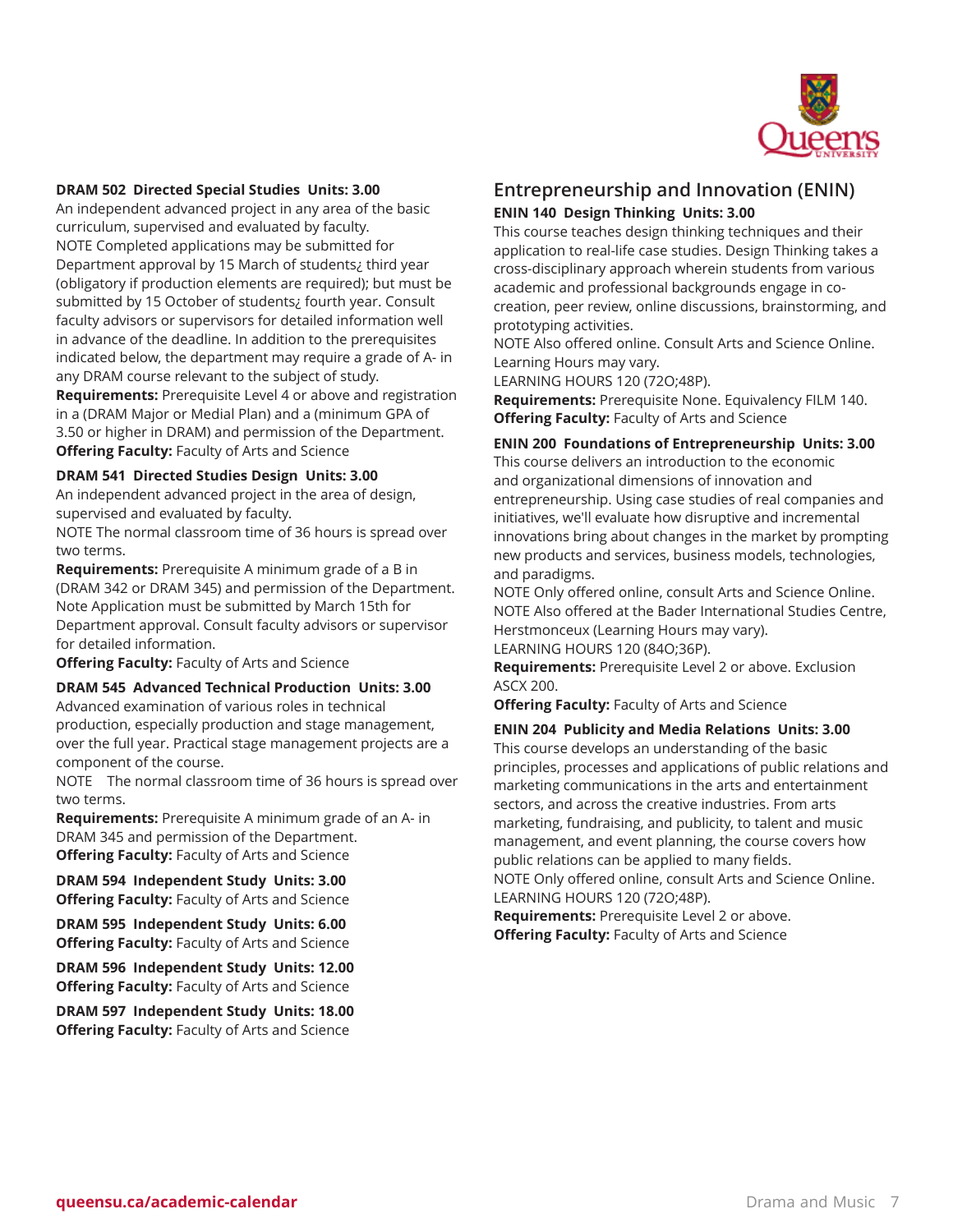**DRAM 502 Directed Special Studies Units: 3.00**
An independent advanced project in any area of the basic curriculum, supervised and evaluated by faculty.
NOTE Completed applications may be submitted for Department approval by 15 March of students¿ third year (obligatory if production elements are required); but must be submitted by 15 October of students¿ fourth year. Consult faculty advisors or supervisors for detailed information well in advance of the deadline. In addition to the prerequisites indicated below, the department may require a grade of A- in any DRAM course relevant to the subject of study.
**Requirements:** Prerequisite Level 4 or above and registration in a (DRAM Major or Medial Plan) and a (minimum GPA of 3.50 or higher in DRAM) and permission of the Department.
**Offering Faculty:** Faculty of Arts and Science

**DRAM 541 Directed Studies Design Units: 3.00**
An independent advanced project in the area of design, supervised and evaluated by faculty.
NOTE The normal classroom time of 36 hours is spread over two terms.
**Requirements:** Prerequisite A minimum grade of a B in (DRAM 342 or DRAM 345) and permission of the Department. Note Application must be submitted by March 15th for Department approval. Consult faculty advisors or supervisor for detailed information.
**Offering Faculty:** Faculty of Arts and Science

**DRAM 545 Advanced Technical Production Units: 3.00**
Advanced examination of various roles in technical production, especially production and stage management, over the full year. Practical stage management projects are a component of the course.
NOTE The normal classroom time of 36 hours is spread over two terms.
**Requirements:** Prerequisite A minimum grade of an A- in DRAM 345 and permission of the Department.
**Offering Faculty:** Faculty of Arts and Science

**DRAM 594 Independent Study Units: 3.00**
**Offering Faculty:** Faculty of Arts and Science

**DRAM 595 Independent Study Units: 6.00**
**Offering Faculty:** Faculty of Arts and Science

**DRAM 596 Independent Study Units: 12.00**
**Offering Faculty:** Faculty of Arts and Science

**DRAM 597 Independent Study Units: 18.00**
**Offering Faculty:** Faculty of Arts and Science

## Entrepreneurship and Innovation (ENIN)

**ENIN 140 Design Thinking Units: 3.00**
This course teaches design thinking techniques and their application to real-life case studies. Design Thinking takes a cross-disciplinary approach wherein students from various academic and professional backgrounds engage in co-creation, peer review, online discussions, brainstorming, and prototyping activities.
NOTE Also offered online. Consult Arts and Science Online. Learning Hours may vary.
LEARNING HOURS 120 (72O;48P).
**Requirements:** Prerequisite None. Equivalency FILM 140.
**Offering Faculty:** Faculty of Arts and Science

**ENIN 200 Foundations of Entrepreneurship Units: 3.00**
This course delivers an introduction to the economic and organizational dimensions of innovation and entrepreneurship. Using case studies of real companies and initiatives, we'll evaluate how disruptive and incremental innovations bring about changes in the market by prompting new products and services, business models, technologies, and paradigms.
NOTE Only offered online, consult Arts and Science Online.
NOTE Also offered at the Bader International Studies Centre, Herstmonceux (Learning Hours may vary).
LEARNING HOURS 120 (84O;36P).
**Requirements:** Prerequisite Level 2 or above. Exclusion ASCX 200.
**Offering Faculty:** Faculty of Arts and Science

**ENIN 204 Publicity and Media Relations Units: 3.00**
This course develops an understanding of the basic principles, processes and applications of public relations and marketing communications in the arts and entertainment sectors, and across the creative industries. From arts marketing, fundraising, and publicity, to talent and music management, and event planning, the course covers how public relations can be applied to many fields.
NOTE Only offered online, consult Arts and Science Online.
LEARNING HOURS 120 (72O;48P).
**Requirements:** Prerequisite Level 2 or above.
**Offering Faculty:** Faculty of Arts and Science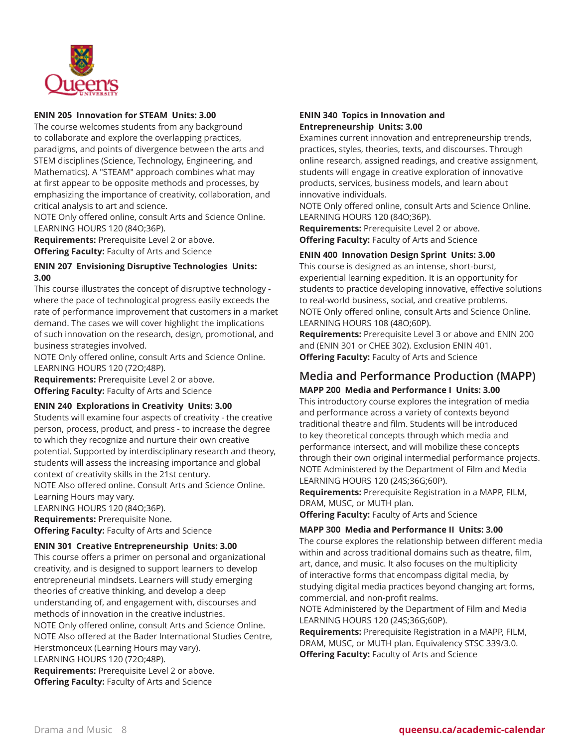**ENIN 205 Innovation for STEAM Units: 3.00**
The course welcomes students from any background to collaborate and explore the overlapping practices, paradigms, and points of divergence between the arts and STEM disciplines (Science, Technology, Engineering, and Mathematics). A "STEAM" approach combines what may at first appear to be opposite methods and processes, by emphasizing the importance of creativity, collaboration, and critical analysis to art and science.
NOTE Only offered online, consult Arts and Science Online.
LEARNING HOURS 120 (84O;36P).
**Requirements:** Prerequisite Level 2 or above.
**Offering Faculty:** Faculty of Arts and Science

**ENIN 207 Envisioning Disruptive Technologies Units: 3.00**
This course illustrates the concept of disruptive technology - where the pace of technological progress easily exceeds the rate of performance improvement that customers in a market demand. The cases we will cover highlight the implications of such innovation on the research, design, promotional, and business strategies involved.
NOTE Only offered online, consult Arts and Science Online.
LEARNING HOURS 120 (72O;48P).
**Requirements:** Prerequisite Level 2 or above.
**Offering Faculty:** Faculty of Arts and Science

**ENIN 240 Explorations in Creativity Units: 3.00**
Students will examine four aspects of creativity - the creative person, process, product, and press - to increase the degree to which they recognize and nurture their own creative potential. Supported by interdisciplinary research and theory, students will assess the increasing importance and global context of creativity skills in the 21st century.
NOTE Also offered online. Consult Arts and Science Online. Learning Hours may vary.
LEARNING HOURS 120 (84O;36P).
**Requirements:** Prerequisite None.
**Offering Faculty:** Faculty of Arts and Science

**ENIN 301 Creative Entrepreneurship Units: 3.00**
This course offers a primer on personal and organizational creativity, and is designed to support learners to develop entrepreneurial mindsets. Learners will study emerging theories of creative thinking, and develop a deep understanding of, and engagement with, discourses and methods of innovation in the creative industries.
NOTE Only offered online, consult Arts and Science Online.
NOTE Also offered at the Bader International Studies Centre, Herstmonceux (Learning Hours may vary).
LEARNING HOURS 120 (72O;48P).
**Requirements:** Prerequisite Level 2 or above.
**Offering Faculty:** Faculty of Arts and Science

**ENIN 340 Topics in Innovation and Entrepreneurship Units: 3.00**
Examines current innovation and entrepreneurship trends, practices, styles, theories, texts, and discourses. Through online research, assigned readings, and creative assignment, students will engage in creative exploration of innovative products, services, business models, and learn about innovative individuals.
NOTE Only offered online, consult Arts and Science Online.
LEARNING HOURS 120 (84O;36P).
**Requirements:** Prerequisite Level 2 or above.
**Offering Faculty:** Faculty of Arts and Science

**ENIN 400 Innovation Design Sprint Units: 3.00**
This course is designed as an intense, short-burst, experiential learning expedition. It is an opportunity for students to practice developing innovative, effective solutions to real-world business, social, and creative problems.
NOTE Only offered online, consult Arts and Science Online.
LEARNING HOURS 108 (48O;60P).
**Requirements:** Prerequisite Level 3 or above and ENIN 200 and (ENIN 301 or CHEE 302). Exclusion ENIN 401.
**Offering Faculty:** Faculty of Arts and Science

## Media and Performance Production (MAPP)

**MAPP 200 Media and Performance I Units: 3.00**
This introductory course explores the integration of media and performance across a variety of contexts beyond traditional theatre and film. Students will be introduced to key theoretical concepts through which media and performance intersect, and will mobilize these concepts through their own original intermedial performance projects.
NOTE Administered by the Department of Film and Media
LEARNING HOURS 120 (24S;36G;60P).
**Requirements:** Prerequisite Registration in a MAPP, FILM, DRAM, MUSC, or MUTH plan.
**Offering Faculty:** Faculty of Arts and Science

**MAPP 300 Media and Performance II Units: 3.00**
The course explores the relationship between different media within and across traditional domains such as theatre, film, art, dance, and music. It also focuses on the multiplicity of interactive forms that encompass digital media, by studying digital media practices beyond changing art forms, commercial, and non-profit realms.
NOTE Administered by the Department of Film and Media
LEARNING HOURS 120 (24S;36G;60P).
**Requirements:** Prerequisite Registration in a MAPP, FILM, DRAM, MUSC, or MUTH plan. Equivalency STSC 339/3.0.
**Offering Faculty:** Faculty of Arts and Science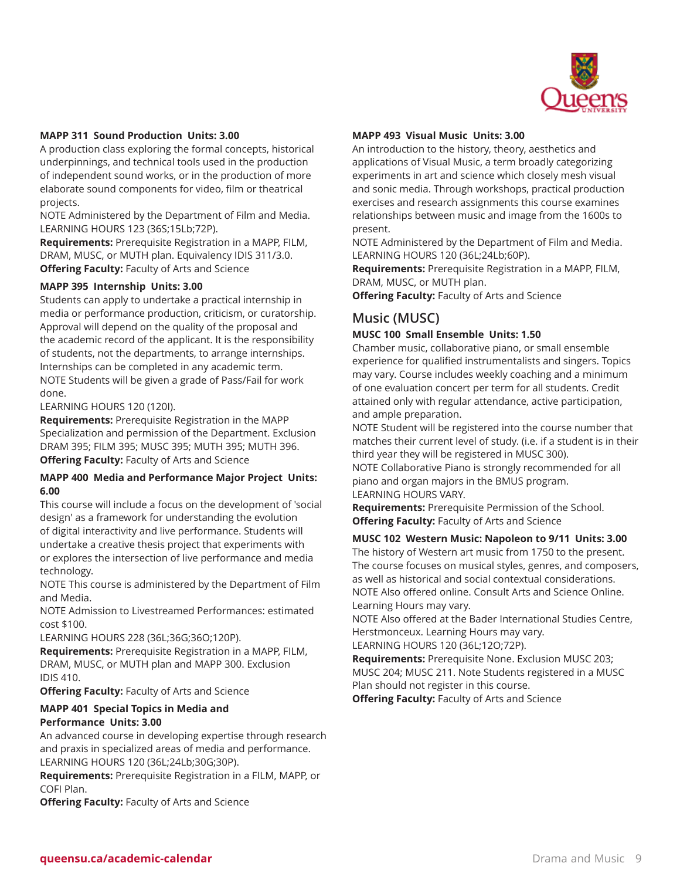**MAPP 311 Sound Production Units: 3.00**

A production class exploring the formal concepts, historical underpinnings, and technical tools used in the production of independent sound works, or in the production of more elaborate sound components for video, film or theatrical projects.

NOTE Administered by the Department of Film and Media.

LEARNING HOURS 123 (36S;15Lb;72P).

**Requirements:** Prerequisite Registration in a MAPP, FILM, DRAM, MUSC, or MUTH plan. Equivalency IDIS 311/3.0.

**Offering Faculty:** Faculty of Arts and Science

**MAPP 395 Internship Units: 3.00**

Students can apply to undertake a practical internship in media or performance production, criticism, or curatorship. Approval will depend on the quality of the proposal and the academic record of the applicant. It is the responsibility of students, not the departments, to arrange internships. Internships can be completed in any academic term.

NOTE Students will be given a grade of Pass/Fail for work done.

LEARNING HOURS 120 (120I).

**Requirements:** Prerequisite Registration in the MAPP Specialization and permission of the Department. Exclusion DRAM 395; FILM 395; MUSC 395; MUTH 395; MUTH 396.

**Offering Faculty:** Faculty of Arts and Science

**MAPP 400 Media and Performance Major Project Units: 6.00**

This course will include a focus on the development of 'social design' as a framework for understanding the evolution of digital interactivity and live performance. Students will undertake a creative thesis project that experiments with or explores the intersection of live performance and media technology.

NOTE This course is administered by the Department of Film and Media.

NOTE Admission to Livestreamed Performances: estimated cost $100.

LEARNING HOURS 228 (36L;36G;36O;120P).

**Requirements:** Prerequisite Registration in a MAPP, FILM, DRAM, MUSC, or MUTH plan and MAPP 300. Exclusion IDIS 410.

**Offering Faculty:** Faculty of Arts and Science

**MAPP 401 Special Topics in Media and Performance Units: 3.00**

An advanced course in developing expertise through research and praxis in specialized areas of media and performance.

LEARNING HOURS 120 (36L;24Lb;30G;30P).

**Requirements:** Prerequisite Registration in a FILM, MAPP, or COFI Plan.

**Offering Faculty:** Faculty of Arts and Science

**MAPP 493 Visual Music Units: 3.00**

An introduction to the history, theory, aesthetics and applications of Visual Music, a term broadly categorizing experiments in art and science which closely mesh visual and sonic media. Through workshops, practical production exercises and research assignments this course examines relationships between music and image from the 1600s to present.

NOTE Administered by the Department of Film and Media.

LEARNING HOURS 120 (36L;24Lb;60P).

**Requirements:** Prerequisite Registration in a MAPP, FILM, DRAM, MUSC, or MUTH plan.

**Offering Faculty:** Faculty of Arts and Science

## Music (MUSC)

**MUSC 100 Small Ensemble Units: 1.50**

Chamber music, collaborative piano, or small ensemble experience for qualified instrumentalists and singers. Topics may vary. Course includes weekly coaching and a minimum of one evaluation concert per term for all students. Credit attained only with regular attendance, active participation, and ample preparation.

NOTE Student will be registered into the course number that matches their current level of study. (i.e. if a student is in their third year they will be registered in MUSC 300).

NOTE Collaborative Piano is strongly recommended for all piano and organ majors in the BMUS program.

LEARNING HOURS VARY.

**Requirements:** Prerequisite Permission of the School.

**Offering Faculty:** Faculty of Arts and Science

**MUSC 102 Western Music: Napoleon to 9/11 Units: 3.00**

The history of Western art music from 1750 to the present. The course focuses on musical styles, genres, and composers, as well as historical and social contextual considerations.

NOTE Also offered online. Consult Arts and Science Online. Learning Hours may vary.

NOTE Also offered at the Bader International Studies Centre, Herstmonceux. Learning Hours may vary.

LEARNING HOURS 120 (36L;12O;72P).

**Requirements:** Prerequisite None. Exclusion MUSC 203; MUSC 204; MUSC 211. Note Students registered in a MUSC Plan should not register in this course.

**Offering Faculty:** Faculty of Arts and Science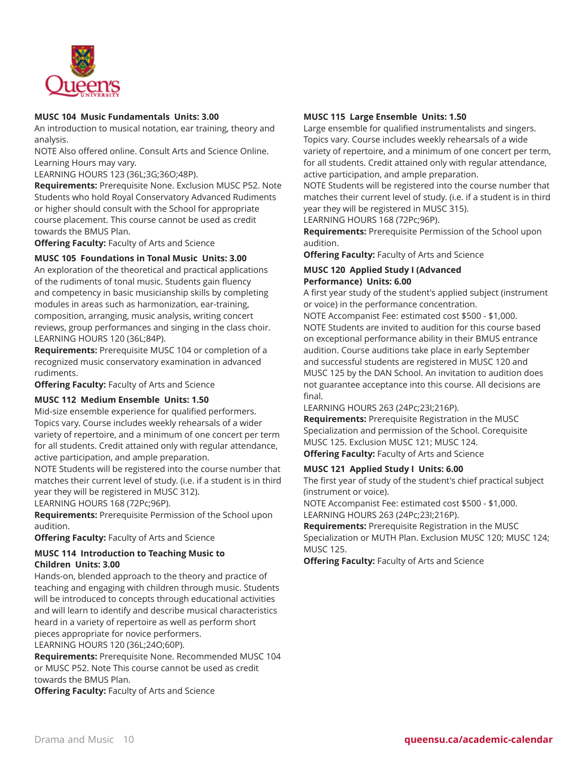### MUSC 104 Music Fundamentals Units: 3.00

An introduction to musical notation, ear training, theory and analysis.

NOTE Also offered online. Consult Arts and Science Online. Learning Hours may vary.

LEARNING HOURS 123 (36L;3G;36O;48P).

**Requirements:** Prerequisite None. Exclusion MUSC P52. Note Students who hold Royal Conservatory Advanced Rudiments or higher should consult with the School for appropriate course placement. This course cannot be used as credit towards the BMUS Plan.

**Offering Faculty:** Faculty of Arts and Science

### MUSC 105 Foundations in Tonal Music Units: 3.00

An exploration of the theoretical and practical applications of the rudiments of tonal music. Students gain fluency and competency in basic musicianship skills by completing modules in areas such as harmonization, ear-training, composition, arranging, music analysis, writing concert reviews, group performances and singing in the class choir.

LEARNING HOURS 120 (36L;84P).

**Requirements:** Prerequisite MUSC 104 or completion of a recognized music conservatory examination in advanced rudiments.

**Offering Faculty:** Faculty of Arts and Science

### MUSC 112 Medium Ensemble Units: 1.50

Mid-size ensemble experience for qualified performers. Topics vary. Course includes weekly rehearsals of a wider variety of repertoire, and a minimum of one concert per term for all students. Credit attained only with regular attendance, active participation, and ample preparation.

NOTE Students will be registered into the course number that matches their current level of study. (i.e. if a student is in third year they will be registered in MUSC 312).

LEARNING HOURS 168 (72Pc;96P).

**Requirements:** Prerequisite Permission of the School upon audition.

**Offering Faculty:** Faculty of Arts and Science

### MUSC 114 Introduction to Teaching Music to Children Units: 3.00

Hands-on, blended approach to the theory and practice of teaching and engaging with children through music. Students will be introduced to concepts through educational activities and will learn to identify and describe musical characteristics heard in a variety of repertoire as well as perform short pieces appropriate for novice performers.

LEARNING HOURS 120 (36L;24O;60P).

**Requirements:** Prerequisite None. Recommended MUSC 104 or MUSC P52. Note This course cannot be used as credit towards the BMUS Plan.

**Offering Faculty:** Faculty of Arts and Science

### MUSC 115 Large Ensemble Units: 1.50

Large ensemble for qualified instrumentalists and singers. Topics vary. Course includes weekly rehearsals of a wide variety of repertoire, and a minimum of one concert per term, for all students. Credit attained only with regular attendance, active participation, and ample preparation.

NOTE Students will be registered into the course number that matches their current level of study. (i.e. if a student is in third year they will be registered in MUSC 315).

LEARNING HOURS 168 (72Pc;96P).

**Requirements:** Prerequisite Permission of the School upon audition.

**Offering Faculty:** Faculty of Arts and Science

### MUSC 120 Applied Study I (Advanced Performance) Units: 6.00

A first year study of the student's applied subject (instrument or voice) in the performance concentration.

NOTE Accompanist Fee: estimated cost $500 - $1,000.

NOTE Students are invited to audition for this course based on exceptional performance ability in their BMUS entrance audition. Course auditions take place in early September and successful students are registered in MUSC 120 and MUSC 125 by the DAN School. An invitation to audition does not guarantee acceptance into this course. All decisions are final.

LEARNING HOURS 263 (24Pc;23I;216P).

**Requirements:** Prerequisite Registration in the MUSC Specialization and permission of the School. Corequisite MUSC 125. Exclusion MUSC 121; MUSC 124.

**Offering Faculty:** Faculty of Arts and Science

### MUSC 121 Applied Study I Units: 6.00

The first year of study of the student's chief practical subject (instrument or voice).

NOTE Accompanist Fee: estimated cost $500 - $1,000.

LEARNING HOURS 263 (24Pc;23I;216P).

**Requirements:** Prerequisite Registration in the MUSC Specialization or MUTH Plan. Exclusion MUSC 120; MUSC 124; MUSC 125.

**Offering Faculty:** Faculty of Arts and Science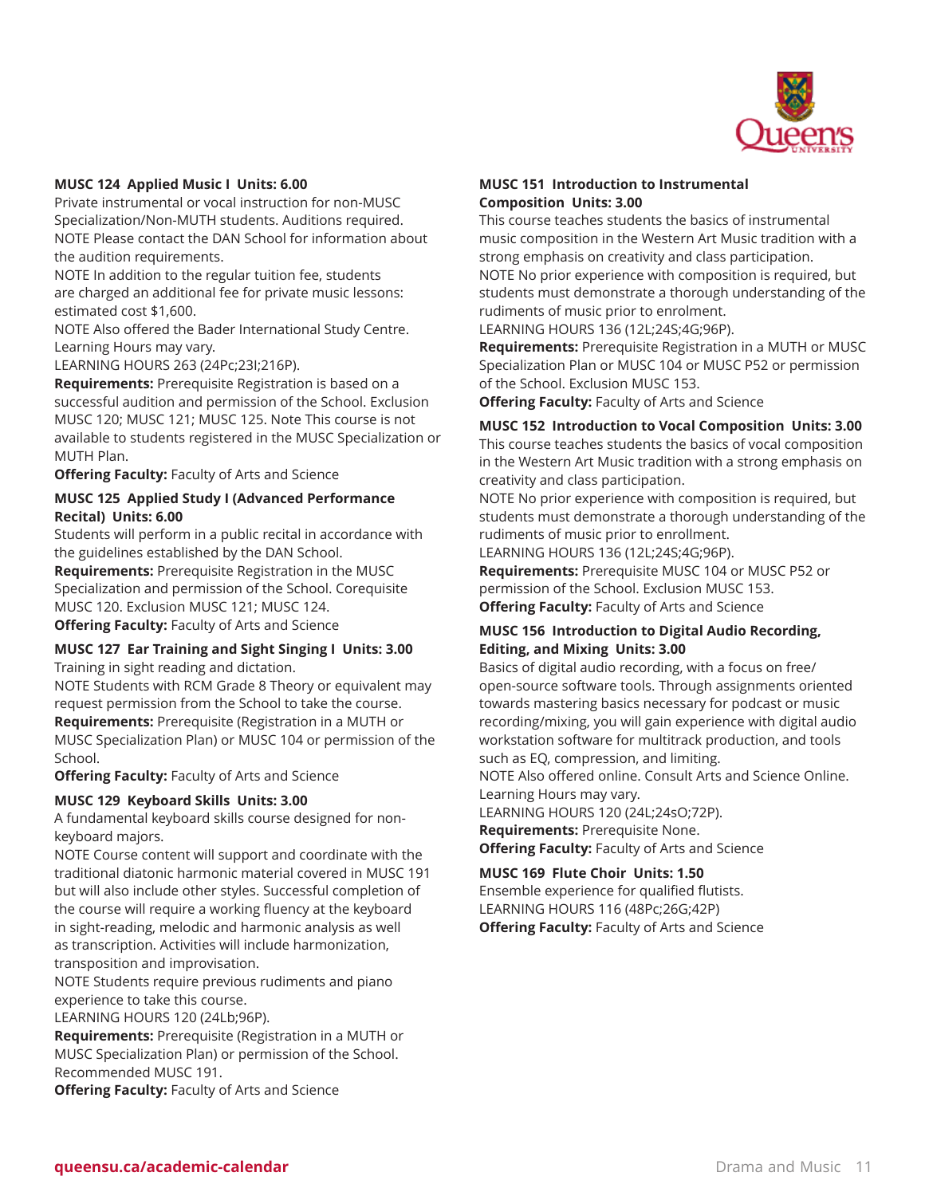### MUSC 124 Applied Music I Units: 6.00

Private instrumental or vocal instruction for non-MUSC Specialization/Non-MUTH students. Auditions required.
NOTE Please contact the DAN School for information about the audition requirements.
NOTE In addition to the regular tuition fee, students are charged an additional fee for private music lessons: estimated cost $1,600.
NOTE Also offered the Bader International Study Centre. Learning Hours may vary.
LEARNING HOURS 263 (24Pc;23I;216P).
**Requirements:** Prerequisite Registration is based on a successful audition and permission of the School. Exclusion MUSC 120; MUSC 121; MUSC 125. Note This course is not available to students registered in the MUSC Specialization or MUTH Plan.
**Offering Faculty:** Faculty of Arts and Science

### MUSC 125 Applied Study I (Advanced Performance Recital) Units: 6.00

Students will perform in a public recital in accordance with the guidelines established by the DAN School.
**Requirements:** Prerequisite Registration in the MUSC Specialization and permission of the School. Corequisite MUSC 120. Exclusion MUSC 121; MUSC 124.
**Offering Faculty:** Faculty of Arts and Science

### MUSC 127 Ear Training and Sight Singing I Units: 3.00

Training in sight reading and dictation.
NOTE Students with RCM Grade 8 Theory or equivalent may request permission from the School to take the course.
**Requirements:** Prerequisite (Registration in a MUTH or MUSC Specialization Plan) or MUSC 104 or permission of the School.
**Offering Faculty:** Faculty of Arts and Science

### MUSC 129 Keyboard Skills Units: 3.00

A fundamental keyboard skills course designed for non-keyboard majors.
NOTE Course content will support and coordinate with the traditional diatonic harmonic material covered in MUSC 191 but will also include other styles. Successful completion of the course will require a working fluency at the keyboard in sight-reading, melodic and harmonic analysis as well as transcription. Activities will include harmonization, transposition and improvisation.
NOTE Students require previous rudiments and piano experience to take this course.
LEARNING HOURS 120 (24Lb;96P).
**Requirements:** Prerequisite (Registration in a MUTH or MUSC Specialization Plan) or permission of the School. Recommended MUSC 191.
**Offering Faculty:** Faculty of Arts and Science

### MUSC 151 Introduction to Instrumental Composition Units: 3.00

This course teaches students the basics of instrumental music composition in the Western Art Music tradition with a strong emphasis on creativity and class participation.
NOTE No prior experience with composition is required, but students must demonstrate a thorough understanding of the rudiments of music prior to enrolment.
LEARNING HOURS 136 (12L;24S;4G;96P).
**Requirements:** Prerequisite Registration in a MUTH or MUSC Specialization Plan or MUSC 104 or MUSC P52 or permission of the School. Exclusion MUSC 153.
**Offering Faculty:** Faculty of Arts and Science

### MUSC 152 Introduction to Vocal Composition Units: 3.00

This course teaches students the basics of vocal composition in the Western Art Music tradition with a strong emphasis on creativity and class participation.
NOTE No prior experience with composition is required, but students must demonstrate a thorough understanding of the rudiments of music prior to enrollment.
LEARNING HOURS 136 (12L;24S;4G;96P).
**Requirements:** Prerequisite MUSC 104 or MUSC P52 or permission of the School. Exclusion MUSC 153.
**Offering Faculty:** Faculty of Arts and Science

### MUSC 156 Introduction to Digital Audio Recording, Editing, and Mixing Units: 3.00

Basics of digital audio recording, with a focus on free/open-source software tools. Through assignments oriented towards mastering basics necessary for podcast or music recording/mixing, you will gain experience with digital audio workstation software for multitrack production, and tools such as EQ, compression, and limiting.
NOTE Also offered online. Consult Arts and Science Online. Learning Hours may vary.
LEARNING HOURS 120 (24L;24sO;72P).
**Requirements:** Prerequisite None.
**Offering Faculty:** Faculty of Arts and Science

### MUSC 169 Flute Choir Units: 1.50

Ensemble experience for qualified flutists.
LEARNING HOURS 116 (48Pc;26G;42P)
**Offering Faculty:** Faculty of Arts and Science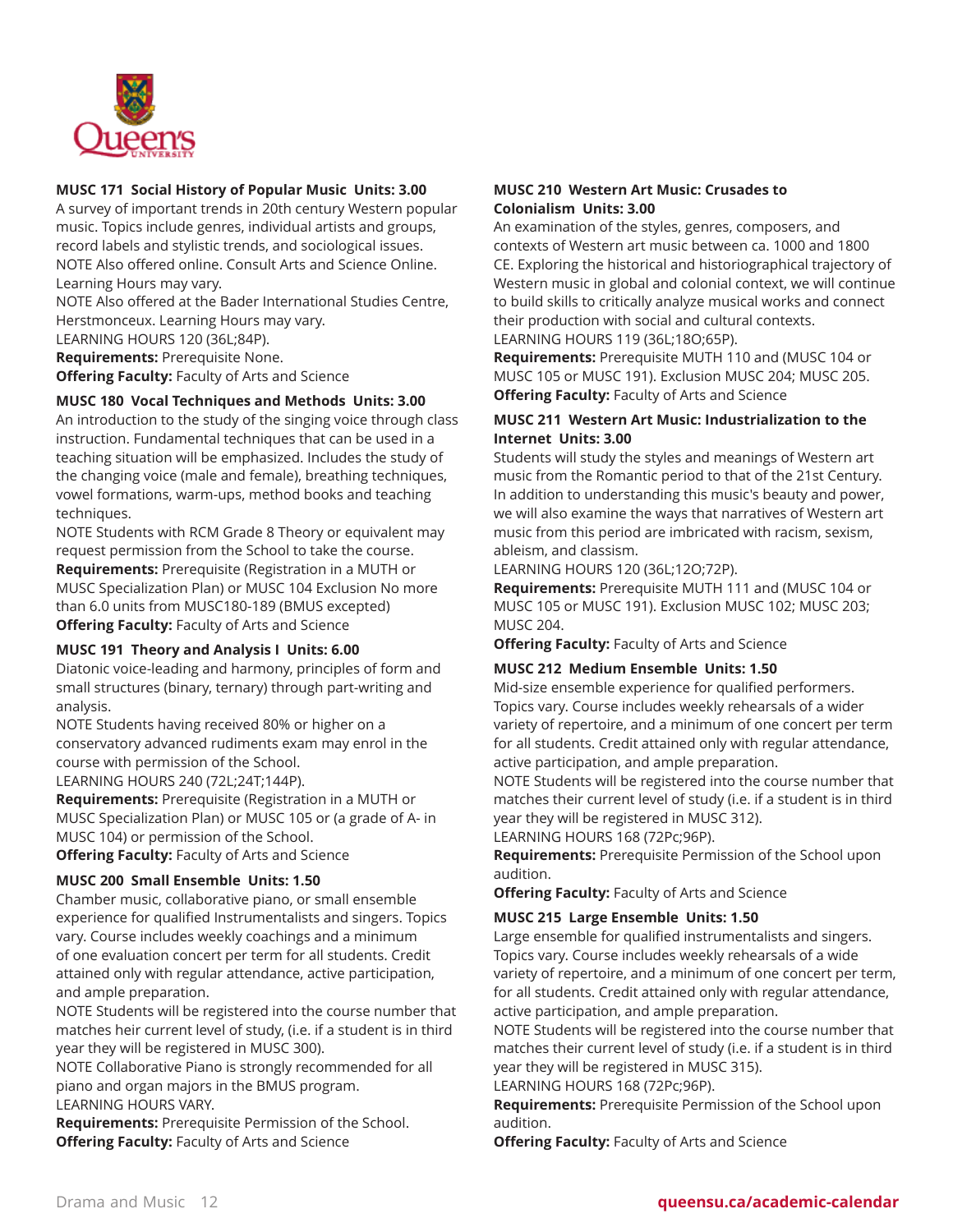**MUSC 171 Social History of Popular Music Units: 3.00**
A survey of important trends in 20th century Western popular music. Topics include genres, individual artists and groups, record labels and stylistic trends, and sociological issues.
NOTE Also offered online. Consult Arts and Science Online. Learning Hours may vary.
NOTE Also offered at the Bader International Studies Centre, Herstmonceux. Learning Hours may vary.
LEARNING HOURS 120 (36L;84P).
**Requirements:** Prerequisite None.
**Offering Faculty:** Faculty of Arts and Science

**MUSC 180 Vocal Techniques and Methods Units: 3.00**
An introduction to the study of the singing voice through class instruction. Fundamental techniques that can be used in a teaching situation will be emphasized. Includes the study of the changing voice (male and female), breathing techniques, vowel formations, warm-ups, method books and teaching techniques.
NOTE Students with RCM Grade 8 Theory or equivalent may request permission from the School to take the course.
**Requirements:** Prerequisite (Registration in a MUTH or MUSC Specialization Plan) or MUSC 104 Exclusion No more than 6.0 units from MUSC180-189 (BMUS excepted)
**Offering Faculty:** Faculty of Arts and Science

**MUSC 191 Theory and Analysis I Units: 6.00**
Diatonic voice-leading and harmony, principles of form and small structures (binary, ternary) through part-writing and analysis.
NOTE Students having received 80% or higher on a conservatory advanced rudiments exam may enrol in the course with permission of the School.
LEARNING HOURS 240 (72L;24T;144P).
**Requirements:** Prerequisite (Registration in a MUTH or MUSC Specialization Plan) or MUSC 105 or (a grade of A- in MUSC 104) or permission of the School.
**Offering Faculty:** Faculty of Arts and Science

**MUSC 200 Small Ensemble Units: 1.50**
Chamber music, collaborative piano, or small ensemble experience for qualified Instrumentalists and singers. Topics vary. Course includes weekly coachings and a minimum of one evaluation concert per term for all students. Credit attained only with regular attendance, active participation, and ample preparation.
NOTE Students will be registered into the course number that matches heir current level of study, (i.e. if a student is in third year they will be registered in MUSC 300).
NOTE Collaborative Piano is strongly recommended for all piano and organ majors in the BMUS program.
LEARNING HOURS VARY.
**Requirements:** Prerequisite Permission of the School.
**Offering Faculty:** Faculty of Arts and Science

**MUSC 210 Western Art Music: Crusades to Colonialism Units: 3.00**
An examination of the styles, genres, composers, and contexts of Western art music between ca. 1000 and 1800 CE. Exploring the historical and historiographical trajectory of Western music in global and colonial context, we will continue to build skills to critically analyze musical works and connect their production with social and cultural contexts.
LEARNING HOURS 119 (36L;18O;65P).
**Requirements:** Prerequisite MUTH 110 and (MUSC 104 or MUSC 105 or MUSC 191). Exclusion MUSC 204; MUSC 205.
**Offering Faculty:** Faculty of Arts and Science

**MUSC 211 Western Art Music: Industrialization to the Internet Units: 3.00**
Students will study the styles and meanings of Western art music from the Romantic period to that of the 21st Century. In addition to understanding this music's beauty and power, we will also examine the ways that narratives of Western art music from this period are imbricated with racism, sexism, ableism, and classism.
LEARNING HOURS 120 (36L;12O;72P).
**Requirements:** Prerequisite MUTH 111 and (MUSC 104 or MUSC 105 or MUSC 191). Exclusion MUSC 102; MUSC 203; MUSC 204.
**Offering Faculty:** Faculty of Arts and Science

**MUSC 212 Medium Ensemble Units: 1.50**
Mid-size ensemble experience for qualified performers. Topics vary. Course includes weekly rehearsals of a wider variety of repertoire, and a minimum of one concert per term for all students. Credit attained only with regular attendance, active participation, and ample preparation.
NOTE Students will be registered into the course number that matches their current level of study (i.e. if a student is in third year they will be registered in MUSC 312).
LEARNING HOURS 168 (72Pc;96P).
**Requirements:** Prerequisite Permission of the School upon audition.
**Offering Faculty:** Faculty of Arts and Science

**MUSC 215 Large Ensemble Units: 1.50**
Large ensemble for qualified instrumentalists and singers. Topics vary. Course includes weekly rehearsals of a wide variety of repertoire, and a minimum of one concert per term, for all students. Credit attained only with regular attendance, active participation, and ample preparation.
NOTE Students will be registered into the course number that matches their current level of study (i.e. if a student is in third year they will be registered in MUSC 315).
LEARNING HOURS 168 (72Pc;96P).
**Requirements:** Prerequisite Permission of the School upon audition.
**Offering Faculty:** Faculty of Arts and Science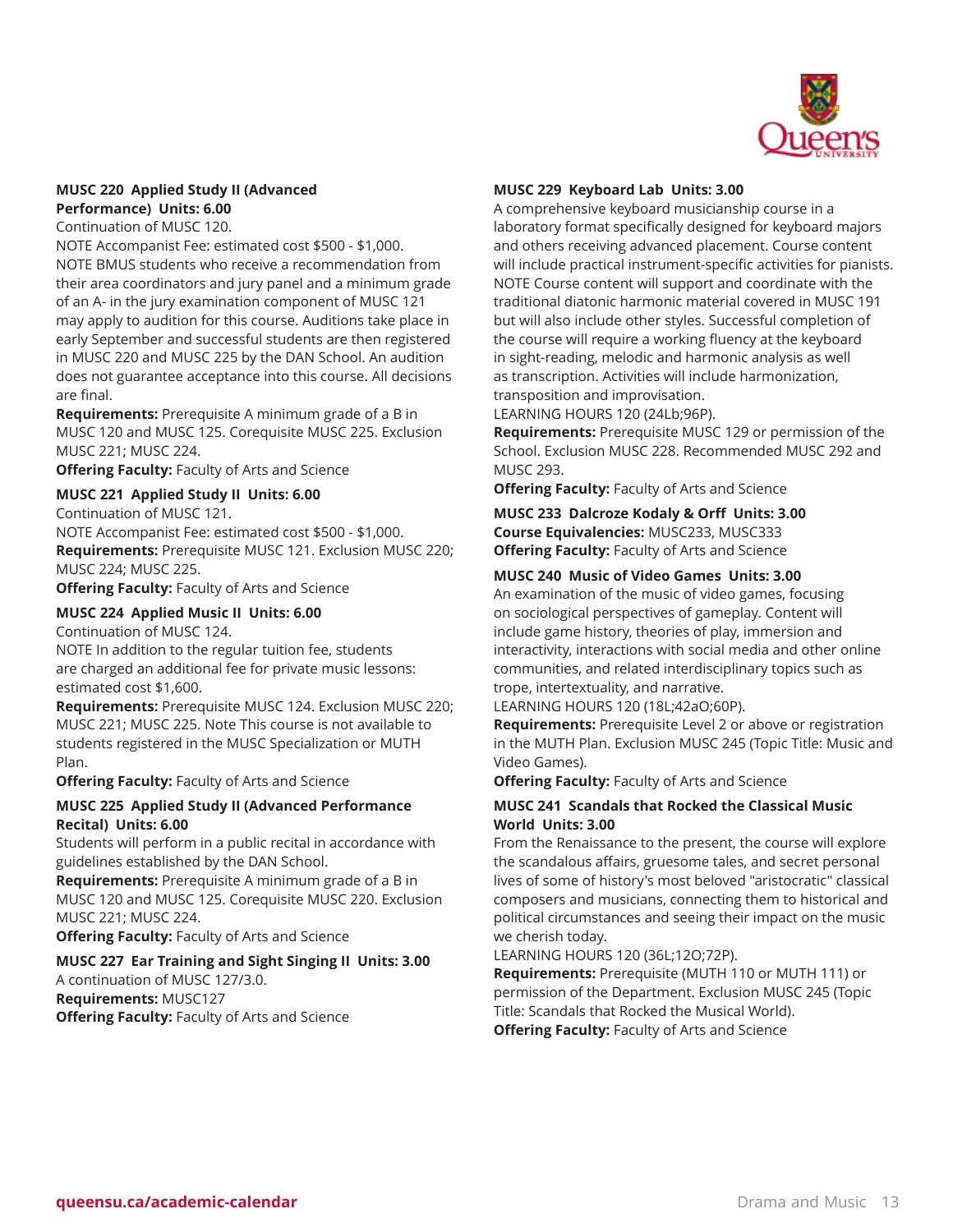### MUSC 220 Applied Study II (Advanced Performance) Units: 6.00

Continuation of MUSC 120.

NOTE Accompanist Fee: estimated cost $500 - $1,000.

NOTE BMUS students who receive a recommendation from their area coordinators and jury panel and a minimum grade of an A- in the jury examination component of MUSC 121 may apply to audition for this course. Auditions take place in early September and successful students are then registered in MUSC 220 and MUSC 225 by the DAN School. An audition does not guarantee acceptance into this course. All decisions are final.

**Requirements:** Prerequisite A minimum grade of a B in MUSC 120 and MUSC 125. Corequisite MUSC 225. Exclusion MUSC 221; MUSC 224.

**Offering Faculty:** Faculty of Arts and Science

### MUSC 221 Applied Study II Units: 6.00

Continuation of MUSC 121.

NOTE Accompanist Fee: estimated cost $500 - $1,000.

**Requirements:** Prerequisite MUSC 121. Exclusion MUSC 220; MUSC 224; MUSC 225.

**Offering Faculty:** Faculty of Arts and Science

### MUSC 224 Applied Music II Units: 6.00

Continuation of MUSC 124.

NOTE In addition to the regular tuition fee, students are charged an additional fee for private music lessons: estimated cost $1,600.

**Requirements:** Prerequisite MUSC 124. Exclusion MUSC 220; MUSC 221; MUSC 225. Note This course is not available to students registered in the MUSC Specialization or MUTH Plan.

**Offering Faculty:** Faculty of Arts and Science

### MUSC 225 Applied Study II (Advanced Performance Recital) Units: 6.00

Students will perform in a public recital in accordance with guidelines established by the DAN School.

**Requirements:** Prerequisite A minimum grade of a B in MUSC 120 and MUSC 125. Corequisite MUSC 220. Exclusion MUSC 221; MUSC 224.

**Offering Faculty:** Faculty of Arts and Science

### MUSC 227 Ear Training and Sight Singing II Units: 3.00

A continuation of MUSC 127/3.0.

**Requirements:** MUSC127

**Offering Faculty:** Faculty of Arts and Science

### MUSC 229 Keyboard Lab Units: 3.00

A comprehensive keyboard musicianship course in a laboratory format specifically designed for keyboard majors and others receiving advanced placement. Course content will include practical instrument-specific activities for pianists.

NOTE Course content will support and coordinate with the traditional diatonic harmonic material covered in MUSC 191 but will also include other styles. Successful completion of the course will require a working fluency at the keyboard in sight-reading, melodic and harmonic analysis as well as transcription. Activities will include harmonization, transposition and improvisation.

LEARNING HOURS 120 (24Lb;96P).

**Requirements:** Prerequisite MUSC 129 or permission of the School. Exclusion MUSC 228. Recommended MUSC 292 and MUSC 293.

**Offering Faculty:** Faculty of Arts and Science

### MUSC 233 Dalcroze Kodaly & Orff Units: 3.00

**Course Equivalencies:** MUSC233, MUSC333

**Offering Faculty:** Faculty of Arts and Science

### MUSC 240 Music of Video Games Units: 3.00

An examination of the music of video games, focusing on sociological perspectives of gameplay. Content will include game history, theories of play, immersion and interactivity, interactions with social media and other online communities, and related interdisciplinary topics such as trope, intertextuality, and narrative.

LEARNING HOURS 120 (18L;42aO;60P).

**Requirements:** Prerequisite Level 2 or above or registration in the MUTH Plan. Exclusion MUSC 245 (Topic Title: Music and Video Games).

**Offering Faculty:** Faculty of Arts and Science

### MUSC 241 Scandals that Rocked the Classical Music World Units: 3.00

From the Renaissance to the present, the course will explore the scandalous affairs, gruesome tales, and secret personal lives of some of history's most beloved "aristocratic" classical composers and musicians, connecting them to historical and political circumstances and seeing their impact on the music we cherish today.

LEARNING HOURS 120 (36L;12O;72P).

**Requirements:** Prerequisite (MUTH 110 or MUTH 111) or permission of the Department. Exclusion MUSC 245 (Topic Title: Scandals that Rocked the Musical World).

**Offering Faculty:** Faculty of Arts and Science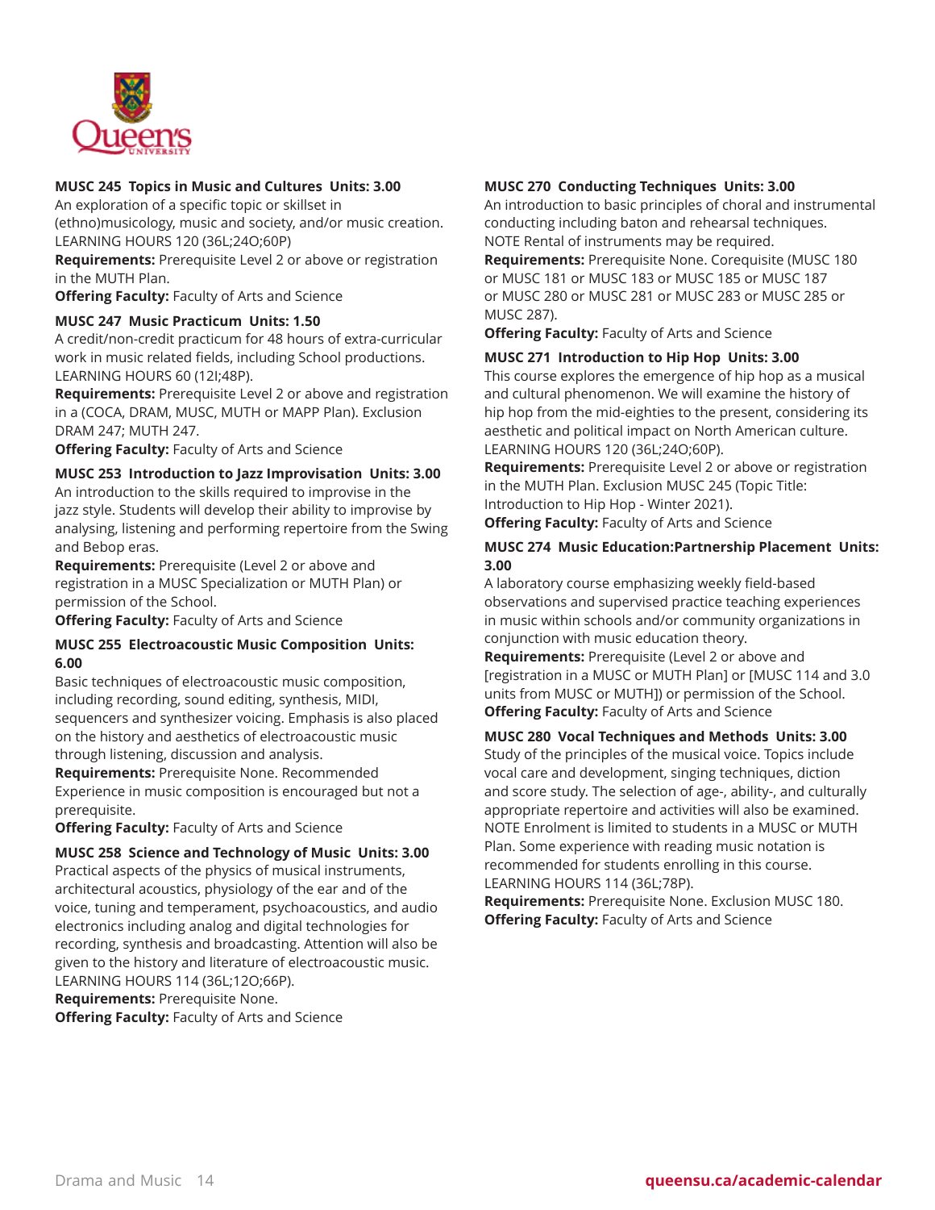### MUSC 245 Topics in Music and Cultures Units: 3.00

An exploration of a specific topic or skillset in (ethno)musicology, music and society, and/or music creation.
LEARNING HOURS 120 (36L;24O;60P)

**Requirements:** Prerequisite Level 2 or above or registration in the MUTH Plan.

**Offering Faculty:** Faculty of Arts and Science

### MUSC 247 Music Practicum Units: 1.50

A credit/non-credit practicum for 48 hours of extra-curricular work in music related fields, including School productions.
LEARNING HOURS 60 (12I;48P).

**Requirements:** Prerequisite Level 2 or above and registration in a (COCA, DRAM, MUSC, MUTH or MAPP Plan). Exclusion DRAM 247; MUTH 247.

**Offering Faculty:** Faculty of Arts and Science

### MUSC 253 Introduction to Jazz Improvisation Units: 3.00

An introduction to the skills required to improvise in the jazz style. Students will develop their ability to improvise by analysing, listening and performing repertoire from the Swing and Bebop eras.

**Requirements:** Prerequisite (Level 2 or above and registration in a MUSC Specialization or MUTH Plan) or permission of the School.

**Offering Faculty:** Faculty of Arts and Science

### MUSC 255 Electroacoustic Music Composition Units: 6.00

Basic techniques of electroacoustic music composition, including recording, sound editing, synthesis, MIDI, sequencers and synthesizer voicing. Emphasis is also placed on the history and aesthetics of electroacoustic music through listening, discussion and analysis.

**Requirements:** Prerequisite None. Recommended Experience in music composition is encouraged but not a prerequisite.

**Offering Faculty:** Faculty of Arts and Science

### MUSC 258 Science and Technology of Music Units: 3.00

Practical aspects of the physics of musical instruments, architectural acoustics, physiology of the ear and of the voice, tuning and temperament, psychoacoustics, and audio electronics including analog and digital technologies for recording, synthesis and broadcasting. Attention will also be given to the history and literature of electroacoustic music.
LEARNING HOURS 114 (36L;12O;66P).

**Requirements:** Prerequisite None.

**Offering Faculty:** Faculty of Arts and Science

### MUSC 270 Conducting Techniques Units: 3.00

An introduction to basic principles of choral and instrumental conducting including baton and rehearsal techniques.
NOTE Rental of instruments may be required.

**Requirements:** Prerequisite None. Corequisite (MUSC 180 or MUSC 181 or MUSC 183 or MUSC 185 or MUSC 187 or MUSC 280 or MUSC 281 or MUSC 283 or MUSC 285 or MUSC 287).

**Offering Faculty:** Faculty of Arts and Science

### MUSC 271 Introduction to Hip Hop Units: 3.00

This course explores the emergence of hip hop as a musical and cultural phenomenon. We will examine the history of hip hop from the mid-eighties to the present, considering its aesthetic and political impact on North American culture.
LEARNING HOURS 120 (36L;24O;60P).

**Requirements:** Prerequisite Level 2 or above or registration in the MUTH Plan. Exclusion MUSC 245 (Topic Title: Introduction to Hip Hop - Winter 2021).

**Offering Faculty:** Faculty of Arts and Science

### MUSC 274 Music Education:Partnership Placement Units: 3.00

A laboratory course emphasizing weekly field-based observations and supervised practice teaching experiences in music within schools and/or community organizations in conjunction with music education theory.

**Requirements:** Prerequisite (Level 2 or above and [registration in a MUSC or MUTH Plan] or [MUSC 114 and 3.0 units from MUSC or MUTH]) or permission of the School.

**Offering Faculty:** Faculty of Arts and Science

### MUSC 280 Vocal Techniques and Methods Units: 3.00

Study of the principles of the musical voice. Topics include vocal care and development, singing techniques, diction and score study. The selection of age-, ability-, and culturally appropriate repertoire and activities will also be examined.
NOTE Enrolment is limited to students in a MUSC or MUTH Plan. Some experience with reading music notation is recommended for students enrolling in this course.
LEARNING HOURS 114 (36L;78P).

**Requirements:** Prerequisite None. Exclusion MUSC 180.

**Offering Faculty:** Faculty of Arts and Science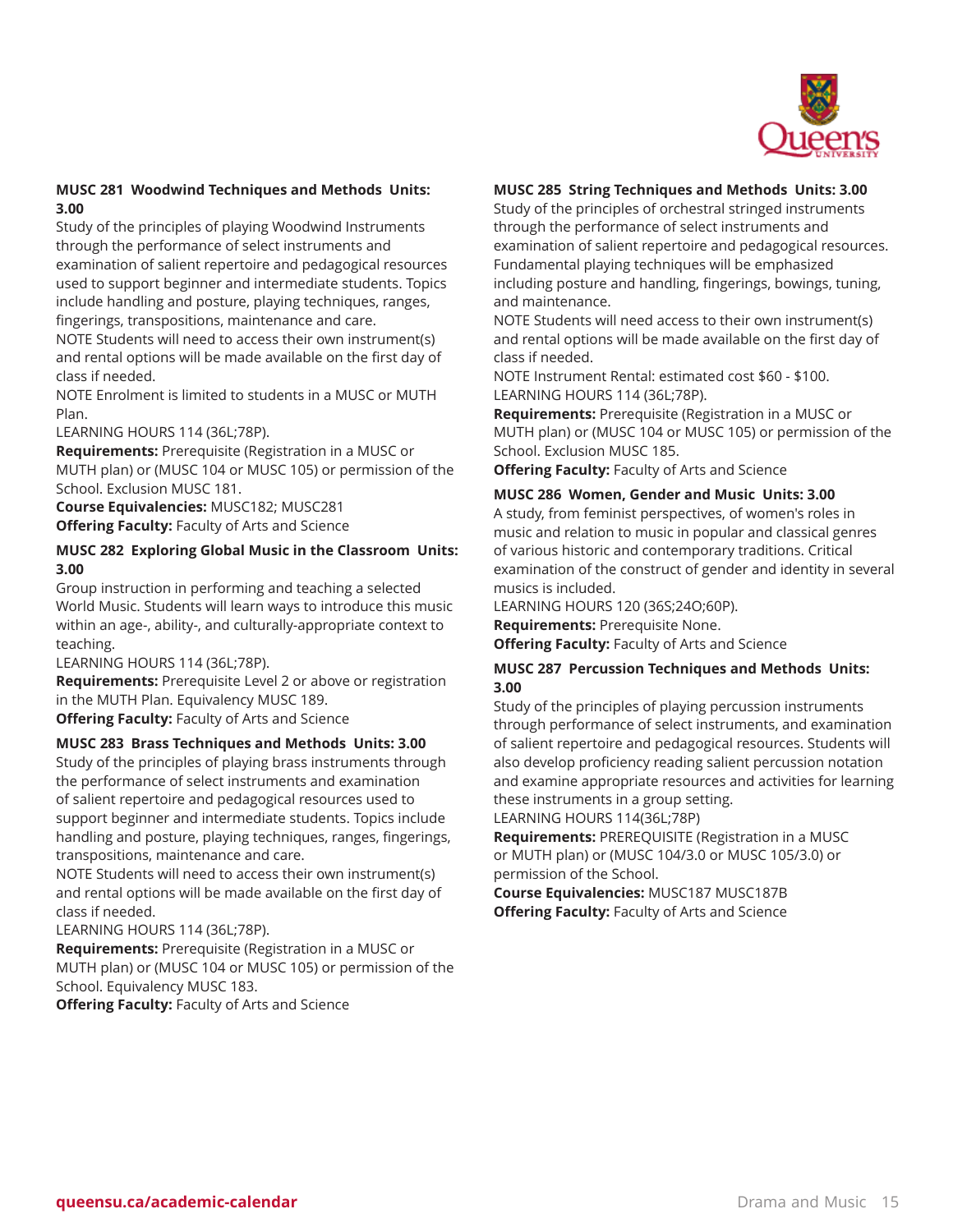**MUSC 281 Woodwind Techniques and Methods Units: 3.00**

Study of the principles of playing Woodwind Instruments through the performance of select instruments and examination of salient repertoire and pedagogical resources used to support beginner and intermediate students. Topics include handling and posture, playing techniques, ranges, fingerings, transpositions, maintenance and care.

NOTE Students will need to access their own instrument(s) and rental options will be made available on the first day of class if needed.

NOTE Enrolment is limited to students in a MUSC or MUTH Plan.

LEARNING HOURS 114 (36L;78P).

**Requirements:** Prerequisite (Registration in a MUSC or MUTH plan) or (MUSC 104 or MUSC 105) or permission of the School. Exclusion MUSC 181.

**Course Equivalencies:** MUSC182; MUSC281

**Offering Faculty:** Faculty of Arts and Science

**MUSC 282 Exploring Global Music in the Classroom Units: 3.00**

Group instruction in performing and teaching a selected World Music. Students will learn ways to introduce this music within an age-, ability-, and culturally-appropriate context to teaching.

LEARNING HOURS 114 (36L;78P).

**Requirements:** Prerequisite Level 2 or above or registration in the MUTH Plan. Equivalency MUSC 189.

**Offering Faculty:** Faculty of Arts and Science

**MUSC 283 Brass Techniques and Methods Units: 3.00**

Study of the principles of playing brass instruments through the performance of select instruments and examination of salient repertoire and pedagogical resources used to support beginner and intermediate students. Topics include handling and posture, playing techniques, ranges, fingerings, transpositions, maintenance and care.

NOTE Students will need to access their own instrument(s) and rental options will be made available on the first day of class if needed.

LEARNING HOURS 114 (36L;78P).

**Requirements:** Prerequisite (Registration in a MUSC or MUTH plan) or (MUSC 104 or MUSC 105) or permission of the School. Equivalency MUSC 183.

**Offering Faculty:** Faculty of Arts and Science

**MUSC 285 String Techniques and Methods Units: 3.00**

Study of the principles of orchestral stringed instruments through the performance of select instruments and examination of salient repertoire and pedagogical resources. Fundamental playing techniques will be emphasized including posture and handling, fingerings, bowings, tuning, and maintenance.

NOTE Students will need access to their own instrument(s) and rental options will be made available on the first day of class if needed.

NOTE Instrument Rental: estimated cost $60 - $100.

LEARNING HOURS 114 (36L;78P).

**Requirements:** Prerequisite (Registration in a MUSC or MUTH plan) or (MUSC 104 or MUSC 105) or permission of the School. Exclusion MUSC 185.

**Offering Faculty:** Faculty of Arts and Science

**MUSC 286 Women, Gender and Music Units: 3.00**

A study, from feminist perspectives, of women's roles in music and relation to music in popular and classical genres of various historic and contemporary traditions. Critical examination of the construct of gender and identity in several musics is included.

LEARNING HOURS 120 (36S;24O;60P).

**Requirements:** Prerequisite None.

**Offering Faculty:** Faculty of Arts and Science

**MUSC 287 Percussion Techniques and Methods Units: 3.00**

Study of the principles of playing percussion instruments through performance of select instruments, and examination of salient repertoire and pedagogical resources. Students will also develop proficiency reading salient percussion notation and examine appropriate resources and activities for learning these instruments in a group setting.

LEARNING HOURS 114(36L;78P)

**Requirements:** PREREQUISITE (Registration in a MUSC or MUTH plan) or (MUSC 104/3.0 or MUSC 105/3.0) or permission of the School.

**Course Equivalencies:** MUSC187 MUSC187B

**Offering Faculty:** Faculty of Arts and Science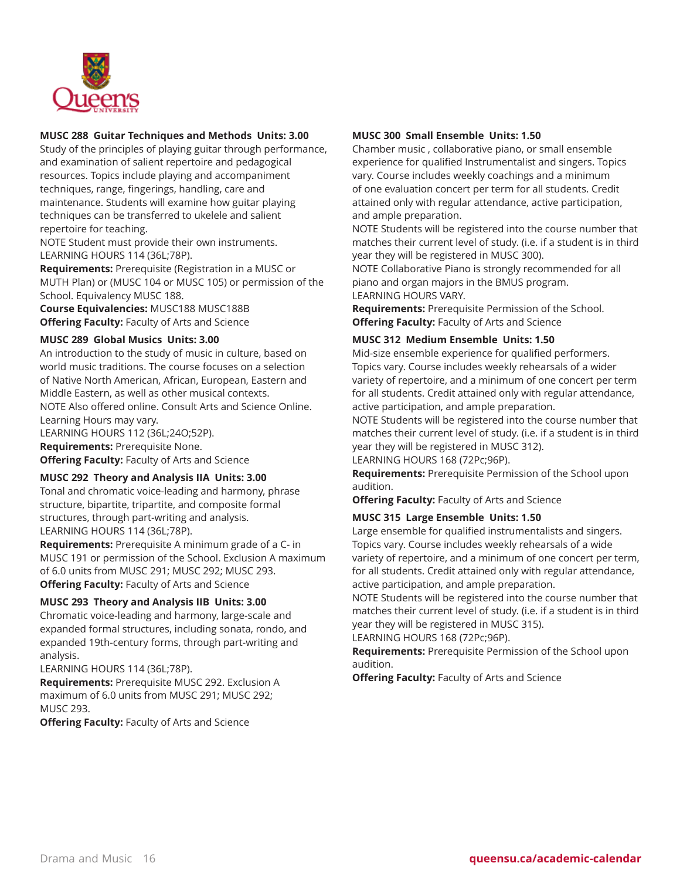**MUSC 288 Guitar Techniques and Methods Units: 3.00**
Study of the principles of playing guitar through performance, and examination of salient repertoire and pedagogical resources. Topics include playing and accompaniment techniques, range, fingerings, handling, care and maintenance. Students will examine how guitar playing techniques can be transferred to ukelele and salient repertoire for teaching.
NOTE Student must provide their own instruments.
LEARNING HOURS 114 (36L;78P).
**Requirements:** Prerequisite (Registration in a MUSC or MUTH Plan) or (MUSC 104 or MUSC 105) or permission of the School. Equivalency MUSC 188.
**Course Equivalencies:** MUSC188 MUSC188B
**Offering Faculty:** Faculty of Arts and Science

**MUSC 289 Global Musics Units: 3.00**
An introduction to the study of music in culture, based on world music traditions. The course focuses on a selection of Native North American, African, European, Eastern and Middle Eastern, as well as other musical contexts.
NOTE Also offered online. Consult Arts and Science Online. Learning Hours may vary.
LEARNING HOURS 112 (36L;24O;52P).
**Requirements:** Prerequisite None.
**Offering Faculty:** Faculty of Arts and Science

**MUSC 292 Theory and Analysis IIA Units: 3.00**
Tonal and chromatic voice-leading and harmony, phrase structure, bipartite, tripartite, and composite formal structures, through part-writing and analysis.
LEARNING HOURS 114 (36L;78P).
**Requirements:** Prerequisite A minimum grade of a C- in MUSC 191 or permission of the School. Exclusion A maximum of 6.0 units from MUSC 291; MUSC 292; MUSC 293.
**Offering Faculty:** Faculty of Arts and Science

**MUSC 293 Theory and Analysis IIB Units: 3.00**
Chromatic voice-leading and harmony, large-scale and expanded formal structures, including sonata, rondo, and expanded 19th-century forms, through part-writing and analysis.
LEARNING HOURS 114 (36L;78P).
**Requirements:** Prerequisite MUSC 292. Exclusion A maximum of 6.0 units from MUSC 291; MUSC 292; MUSC 293.
**Offering Faculty:** Faculty of Arts and Science

**MUSC 300 Small Ensemble Units: 1.50**
Chamber music , collaborative piano, or small ensemble experience for qualified Instrumentalist and singers. Topics vary. Course includes weekly coachings and a minimum of one evaluation concert per term for all students. Credit attained only with regular attendance, active participation, and ample preparation.
NOTE Students will be registered into the course number that matches their current level of study. (i.e. if a student is in third year they will be registered in MUSC 300).
NOTE Collaborative Piano is strongly recommended for all piano and organ majors in the BMUS program.
LEARNING HOURS VARY.
**Requirements:** Prerequisite Permission of the School.
**Offering Faculty:** Faculty of Arts and Science

**MUSC 312 Medium Ensemble Units: 1.50**
Mid-size ensemble experience for qualified performers. Topics vary. Course includes weekly rehearsals of a wider variety of repertoire, and a minimum of one concert per term for all students. Credit attained only with regular attendance, active participation, and ample preparation.
NOTE Students will be registered into the course number that matches their current level of study. (i.e. if a student is in third year they will be registered in MUSC 312).
LEARNING HOURS 168 (72Pc;96P).
**Requirements:** Prerequisite Permission of the School upon audition.
**Offering Faculty:** Faculty of Arts and Science

**MUSC 315 Large Ensemble Units: 1.50**
Large ensemble for qualified instrumentalists and singers. Topics vary. Course includes weekly rehearsals of a wide variety of repertoire, and a minimum of one concert per term, for all students. Credit attained only with regular attendance, active participation, and ample preparation.
NOTE Students will be registered into the course number that matches their current level of study. (i.e. if a student is in third year they will be registered in MUSC 315).
LEARNING HOURS 168 (72Pc;96P).
**Requirements:** Prerequisite Permission of the School upon audition.
**Offering Faculty:** Faculty of Arts and Science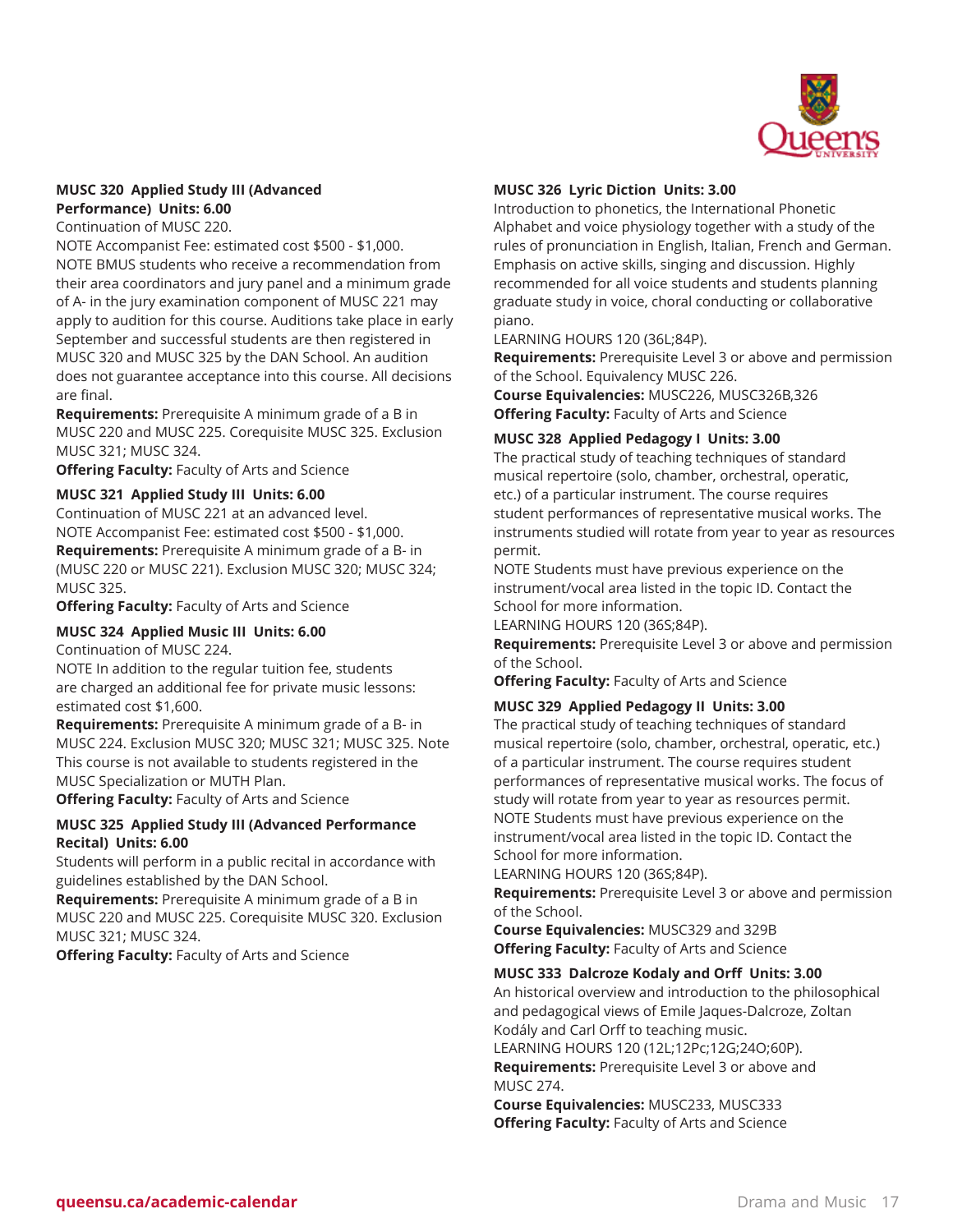### MUSC 320 Applied Study III (Advanced Performance) Units: 6.00

Continuation of MUSC 220.

NOTE Accompanist Fee: estimated cost $500 - $1,000.

NOTE BMUS students who receive a recommendation from their area coordinators and jury panel and a minimum grade of A- in the jury examination component of MUSC 221 may apply to audition for this course. Auditions take place in early September and successful students are then registered in MUSC 320 and MUSC 325 by the DAN School. An audition does not guarantee acceptance into this course. All decisions are final.

**Requirements:** Prerequisite A minimum grade of a B in MUSC 220 and MUSC 225. Corequisite MUSC 325. Exclusion MUSC 321; MUSC 324.

**Offering Faculty:** Faculty of Arts and Science

### MUSC 321 Applied Study III Units: 6.00

Continuation of MUSC 221 at an advanced level.

NOTE Accompanist Fee: estimated cost $500 - $1,000.

**Requirements:** Prerequisite A minimum grade of a B- in (MUSC 220 or MUSC 221). Exclusion MUSC 320; MUSC 324; MUSC 325.

**Offering Faculty:** Faculty of Arts and Science

### MUSC 324 Applied Music III Units: 6.00

Continuation of MUSC 224.

NOTE In addition to the regular tuition fee, students are charged an additional fee for private music lessons: estimated cost $1,600.

**Requirements:** Prerequisite A minimum grade of a B- in MUSC 224. Exclusion MUSC 320; MUSC 321; MUSC 325. Note This course is not available to students registered in the MUSC Specialization or MUTH Plan.

**Offering Faculty:** Faculty of Arts and Science

### MUSC 325 Applied Study III (Advanced Performance Recital) Units: 6.00

Students will perform in a public recital in accordance with guidelines established by the DAN School.

**Requirements:** Prerequisite A minimum grade of a B in MUSC 220 and MUSC 225. Corequisite MUSC 320. Exclusion MUSC 321; MUSC 324.

**Offering Faculty:** Faculty of Arts and Science

### MUSC 326 Lyric Diction Units: 3.00

Introduction to phonetics, the International Phonetic Alphabet and voice physiology together with a study of the rules of pronunciation in English, Italian, French and German. Emphasis on active skills, singing and discussion. Highly recommended for all voice students and students planning graduate study in voice, choral conducting or collaborative piano.

LEARNING HOURS 120 (36L;84P).

**Requirements:** Prerequisite Level 3 or above and permission of the School. Equivalency MUSC 226.

**Course Equivalencies:** MUSC226, MUSC326B,326

**Offering Faculty:** Faculty of Arts and Science

### MUSC 328 Applied Pedagogy I Units: 3.00

The practical study of teaching techniques of standard musical repertoire (solo, chamber, orchestral, operatic, etc.) of a particular instrument. The course requires student performances of representative musical works. The instruments studied will rotate from year to year as resources permit.

NOTE Students must have previous experience on the instrument/vocal area listed in the topic ID. Contact the School for more information.

LEARNING HOURS 120 (36S;84P).

**Requirements:** Prerequisite Level 3 or above and permission of the School.

**Offering Faculty:** Faculty of Arts and Science

### MUSC 329 Applied Pedagogy II Units: 3.00

The practical study of teaching techniques of standard musical repertoire (solo, chamber, orchestral, operatic, etc.) of a particular instrument. The course requires student performances of representative musical works. The focus of study will rotate from year to year as resources permit.

NOTE Students must have previous experience on the instrument/vocal area listed in the topic ID. Contact the School for more information.

LEARNING HOURS 120 (36S;84P).

**Requirements:** Prerequisite Level 3 or above and permission of the School.

**Course Equivalencies:** MUSC329 and 329B

**Offering Faculty:** Faculty of Arts and Science

### MUSC 333 Dalcroze Kodaly and Orff Units: 3.00

An historical overview and introduction to the philosophical and pedagogical views of Emile Jaques-Dalcroze, Zoltan Kodály and Carl Orff to teaching music.

LEARNING HOURS 120 (12L;12Pc;12G;24O;60P).

**Requirements:** Prerequisite Level 3 or above and MUSC 274.

**Course Equivalencies:** MUSC233, MUSC333

**Offering Faculty:** Faculty of Arts and Science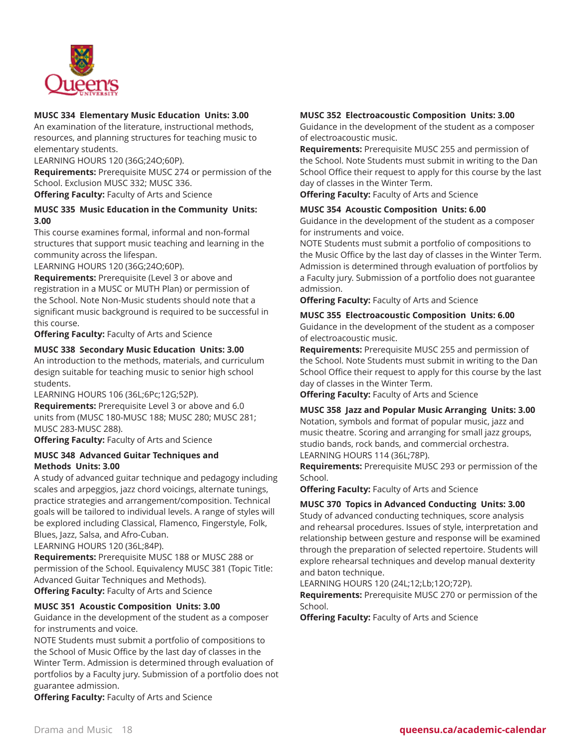**MUSC 334 Elementary Music Education Units: 3.00**
An examination of the literature, instructional methods, resources, and planning structures for teaching music to elementary students.
LEARNING HOURS 120 (36G;24O;60P).
**Requirements:** Prerequisite MUSC 274 or permission of the School. Exclusion MUSC 332; MUSC 336.
**Offering Faculty:** Faculty of Arts and Science

**MUSC 335 Music Education in the Community Units: 3.00**
This course examines formal, informal and non-formal structures that support music teaching and learning in the community across the lifespan.
LEARNING HOURS 120 (36G;24O;60P).
**Requirements:** Prerequisite (Level 3 or above and registration in a MUSC or MUTH Plan) or permission of the School. Note Non-Music students should note that a significant music background is required to be successful in this course.
**Offering Faculty:** Faculty of Arts and Science

**MUSC 338 Secondary Music Education Units: 3.00**
An introduction to the methods, materials, and curriculum design suitable for teaching music to senior high school students.
LEARNING HOURS 106 (36L;6Pc;12G;52P).
**Requirements:** Prerequisite Level 3 or above and 6.0 units from (MUSC 180-MUSC 188; MUSC 280; MUSC 281; MUSC 283-MUSC 288).
**Offering Faculty:** Faculty of Arts and Science

**MUSC 348 Advanced Guitar Techniques and Methods Units: 3.00**
A study of advanced guitar technique and pedagogy including scales and arpeggios, jazz chord voicings, alternate tunings, practice strategies and arrangement/composition. Technical goals will be tailored to individual levels. A range of styles will be explored including Classical, Flamenco, Fingerstyle, Folk, Blues, Jazz, Salsa, and Afro-Cuban.
LEARNING HOURS 120 (36L;84P).
**Requirements:** Prerequisite MUSC 188 or MUSC 288 or permission of the School. Equivalency MUSC 381 (Topic Title: Advanced Guitar Techniques and Methods).
**Offering Faculty:** Faculty of Arts and Science

**MUSC 351 Acoustic Composition Units: 3.00**
Guidance in the development of the student as a composer for instruments and voice.
NOTE Students must submit a portfolio of compositions to the School of Music Office by the last day of classes in the Winter Term. Admission is determined through evaluation of portfolios by a Faculty jury. Submission of a portfolio does not guarantee admission.
**Offering Faculty:** Faculty of Arts and Science

**MUSC 352 Electroacoustic Composition Units: 3.00**
Guidance in the development of the student as a composer of electroacoustic music.
**Requirements:** Prerequisite MUSC 255 and permission of the School. Note Students must submit in writing to the Dan School Office their request to apply for this course by the last day of classes in the Winter Term.
**Offering Faculty:** Faculty of Arts and Science

**MUSC 354 Acoustic Composition Units: 6.00**
Guidance in the development of the student as a composer for instruments and voice.
NOTE Students must submit a portfolio of compositions to the Music Office by the last day of classes in the Winter Term. Admission is determined through evaluation of portfolios by a Faculty jury. Submission of a portfolio does not guarantee admission.
**Offering Faculty:** Faculty of Arts and Science

**MUSC 355 Electroacoustic Composition Units: 6.00**
Guidance in the development of the student as a composer of electroacoustic music.
**Requirements:** Prerequisite MUSC 255 and permission of the School. Note Students must submit in writing to the Dan School Office their request to apply for this course by the last day of classes in the Winter Term.
**Offering Faculty:** Faculty of Arts and Science

**MUSC 358 Jazz and Popular Music Arranging Units: 3.00**
Notation, symbols and format of popular music, jazz and music theatre. Scoring and arranging for small jazz groups, studio bands, rock bands, and commercial orchestra.
LEARNING HOURS 114 (36L;78P).
**Requirements:** Prerequisite MUSC 293 or permission of the School.
**Offering Faculty:** Faculty of Arts and Science

**MUSC 370 Topics in Advanced Conducting Units: 3.00**
Study of advanced conducting techniques, score analysis and rehearsal procedures. Issues of style, interpretation and relationship between gesture and response will be examined through the preparation of selected repertoire. Students will explore rehearsal techniques and develop manual dexterity and baton technique.
LEARNING HOURS 120 (24L;12;Lb;12O;72P).
**Requirements:** Prerequisite MUSC 270 or permission of the School.
**Offering Faculty:** Faculty of Arts and Science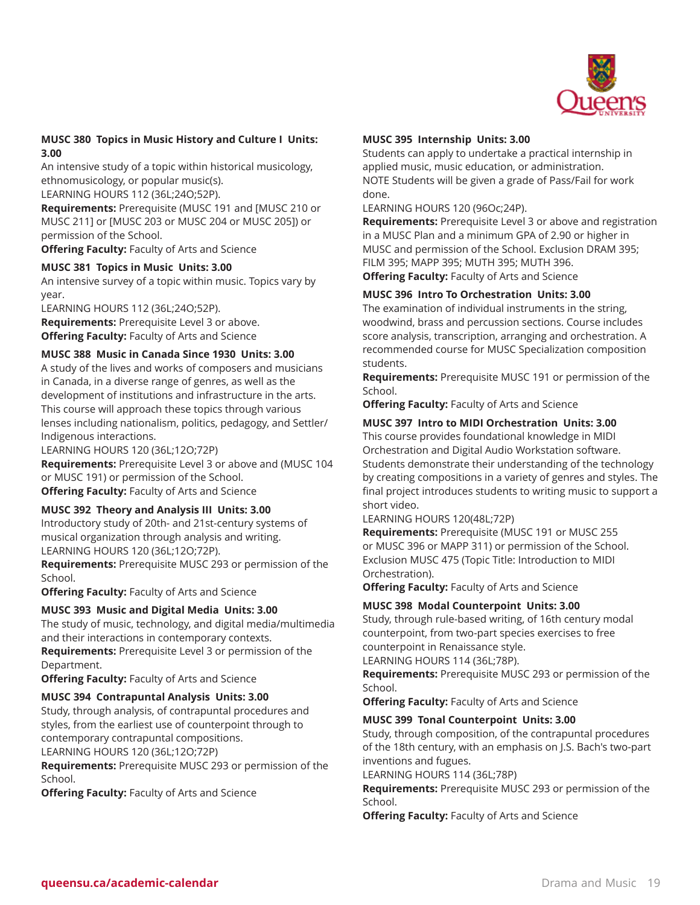### MUSC 380 Topics in Music History and Culture I Units: 3.00

An intensive study of a topic within historical musicology, ethnomusicology, or popular music(s).

LEARNING HOURS 112 (36L;24O;52P).

**Requirements:** Prerequisite (MUSC 191 and [MUSC 210 or MUSC 211] or [MUSC 203 or MUSC 204 or MUSC 205]) or permission of the School.

**Offering Faculty:** Faculty of Arts and Science

### MUSC 381 Topics in Music Units: 3.00

An intensive survey of a topic within music. Topics vary by year.

LEARNING HOURS 112 (36L;24O;52P).

**Requirements:** Prerequisite Level 3 or above.

**Offering Faculty:** Faculty of Arts and Science

### MUSC 388 Music in Canada Since 1930 Units: 3.00

A study of the lives and works of composers and musicians in Canada, in a diverse range of genres, as well as the development of institutions and infrastructure in the arts. This course will approach these topics through various lenses including nationalism, politics, pedagogy, and Settler/Indigenous interactions.

LEARNING HOURS 120 (36L;12O;72P)

**Requirements:** Prerequisite Level 3 or above and (MUSC 104 or MUSC 191) or permission of the School.

**Offering Faculty:** Faculty of Arts and Science

### MUSC 392 Theory and Analysis III Units: 3.00

Introductory study of 20th- and 21st-century systems of musical organization through analysis and writing.

LEARNING HOURS 120 (36L;12O;72P).

**Requirements:** Prerequisite MUSC 293 or permission of the School.

**Offering Faculty:** Faculty of Arts and Science

### MUSC 393 Music and Digital Media Units: 3.00

The study of music, technology, and digital media/multimedia and their interactions in contemporary contexts.

**Requirements:** Prerequisite Level 3 or permission of the Department.

**Offering Faculty:** Faculty of Arts and Science

### MUSC 394 Contrapuntal Analysis Units: 3.00

Study, through analysis, of contrapuntal procedures and styles, from the earliest use of counterpoint through to contemporary contrapuntal compositions.

LEARNING HOURS 120 (36L;12O;72P)

**Requirements:** Prerequisite MUSC 293 or permission of the School.

**Offering Faculty:** Faculty of Arts and Science

### MUSC 395 Internship Units: 3.00

Students can apply to undertake a practical internship in applied music, music education, or administration.

NOTE Students will be given a grade of Pass/Fail for work done.

LEARNING HOURS 120 (96Oc;24P).

**Requirements:** Prerequisite Level 3 or above and registration in a MUSC Plan and a minimum GPA of 2.90 or higher in MUSC and permission of the School. Exclusion DRAM 395; FILM 395; MAPP 395; MUTH 395; MUTH 396.

**Offering Faculty:** Faculty of Arts and Science

### MUSC 396 Intro To Orchestration Units: 3.00

The examination of individual instruments in the string, woodwind, brass and percussion sections. Course includes score analysis, transcription, arranging and orchestration. A recommended course for MUSC Specialization composition students.

**Requirements:** Prerequisite MUSC 191 or permission of the School.

**Offering Faculty:** Faculty of Arts and Science

### MUSC 397 Intro to MIDI Orchestration Units: 3.00

This course provides foundational knowledge in MIDI Orchestration and Digital Audio Workstation software. Students demonstrate their understanding of the technology by creating compositions in a variety of genres and styles. The final project introduces students to writing music to support a short video.

LEARNING HOURS 120(48L;72P)

**Requirements:** Prerequisite (MUSC 191 or MUSC 255 or MUSC 396 or MAPP 311) or permission of the School. Exclusion MUSC 475 (Topic Title: Introduction to MIDI Orchestration).

**Offering Faculty:** Faculty of Arts and Science

### MUSC 398 Modal Counterpoint Units: 3.00

Study, through rule-based writing, of 16th century modal counterpoint, from two-part species exercises to free counterpoint in Renaissance style.

LEARNING HOURS 114 (36L;78P).

**Requirements:** Prerequisite MUSC 293 or permission of the School.

**Offering Faculty:** Faculty of Arts and Science

### MUSC 399 Tonal Counterpoint Units: 3.00

Study, through composition, of the contrapuntal procedures of the 18th century, with an emphasis on J.S. Bach's two-part inventions and fugues.

LEARNING HOURS 114 (36L;78P)

**Requirements:** Prerequisite MUSC 293 or permission of the School.

**Offering Faculty:** Faculty of Arts and Science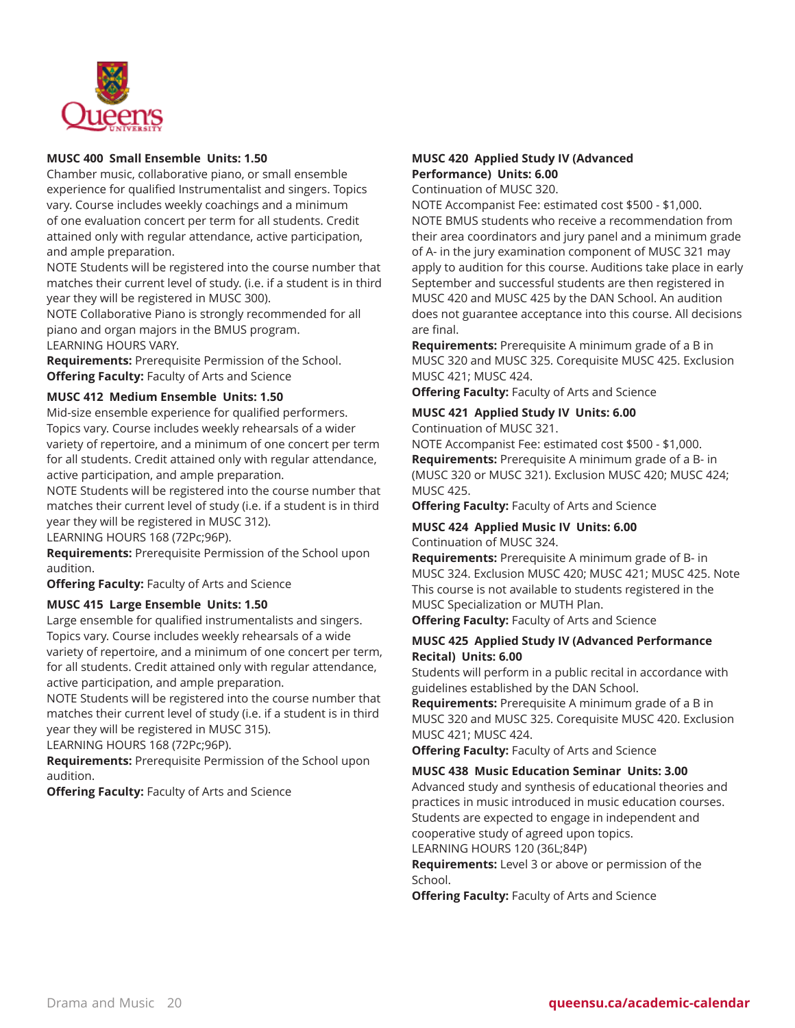### MUSC 400 Small Ensemble Units: 1.50

Chamber music, collaborative piano, or small ensemble experience for qualified Instrumentalist and singers. Topics vary. Course includes weekly coachings and a minimum of one evaluation concert per term for all students. Credit attained only with regular attendance, active participation, and ample preparation.

NOTE Students will be registered into the course number that matches their current level of study. (i.e. if a student is in third year they will be registered in MUSC 300).

NOTE Collaborative Piano is strongly recommended for all piano and organ majors in the BMUS program.

LEARNING HOURS VARY.

**Requirements:** Prerequisite Permission of the School.

**Offering Faculty:** Faculty of Arts and Science

### MUSC 412 Medium Ensemble Units: 1.50

Mid-size ensemble experience for qualified performers. Topics vary. Course includes weekly rehearsals of a wider variety of repertoire, and a minimum of one concert per term for all students. Credit attained only with regular attendance, active participation, and ample preparation.

NOTE Students will be registered into the course number that matches their current level of study (i.e. if a student is in third year they will be registered in MUSC 312).

LEARNING HOURS 168 (72Pc;96P).

**Requirements:** Prerequisite Permission of the School upon audition.

**Offering Faculty:** Faculty of Arts and Science

### MUSC 415 Large Ensemble Units: 1.50

Large ensemble for qualified instrumentalists and singers. Topics vary. Course includes weekly rehearsals of a wide variety of repertoire, and a minimum of one concert per term, for all students. Credit attained only with regular attendance, active participation, and ample preparation.

NOTE Students will be registered into the course number that matches their current level of study (i.e. if a student is in third year they will be registered in MUSC 315).

LEARNING HOURS 168 (72Pc;96P).

**Requirements:** Prerequisite Permission of the School upon audition.

**Offering Faculty:** Faculty of Arts and Science

### MUSC 420 Applied Study IV (Advanced Performance) Units: 6.00

Continuation of MUSC 320.

NOTE Accompanist Fee: estimated cost $500 - $1,000.

NOTE BMUS students who receive a recommendation from their area coordinators and jury panel and a minimum grade of A- in the jury examination component of MUSC 321 may apply to audition for this course. Auditions take place in early September and successful students are then registered in MUSC 420 and MUSC 425 by the DAN School. An audition does not guarantee acceptance into this course. All decisions are final.

**Requirements:** Prerequisite A minimum grade of a B in MUSC 320 and MUSC 325. Corequisite MUSC 425. Exclusion MUSC 421; MUSC 424.

**Offering Faculty:** Faculty of Arts and Science

### MUSC 421 Applied Study IV Units: 6.00

Continuation of MUSC 321.

NOTE Accompanist Fee: estimated cost $500 - $1,000.

**Requirements:** Prerequisite A minimum grade of a B- in (MUSC 320 or MUSC 321). Exclusion MUSC 420; MUSC 424; MUSC 425.

**Offering Faculty:** Faculty of Arts and Science

### MUSC 424 Applied Music IV Units: 6.00

Continuation of MUSC 324.

**Requirements:** Prerequisite A minimum grade of B- in MUSC 324. Exclusion MUSC 420; MUSC 421; MUSC 425. Note This course is not available to students registered in the MUSC Specialization or MUTH Plan.

**Offering Faculty:** Faculty of Arts and Science

### MUSC 425 Applied Study IV (Advanced Performance Recital) Units: 6.00

Students will perform in a public recital in accordance with guidelines established by the DAN School.

**Requirements:** Prerequisite A minimum grade of a B in MUSC 320 and MUSC 325. Corequisite MUSC 420. Exclusion MUSC 421; MUSC 424.

**Offering Faculty:** Faculty of Arts and Science

### MUSC 438 Music Education Seminar Units: 3.00

Advanced study and synthesis of educational theories and practices in music introduced in music education courses. Students are expected to engage in independent and cooperative study of agreed upon topics.

LEARNING HOURS 120 (36L;84P)

**Requirements:** Level 3 or above or permission of the School.

**Offering Faculty:** Faculty of Arts and Science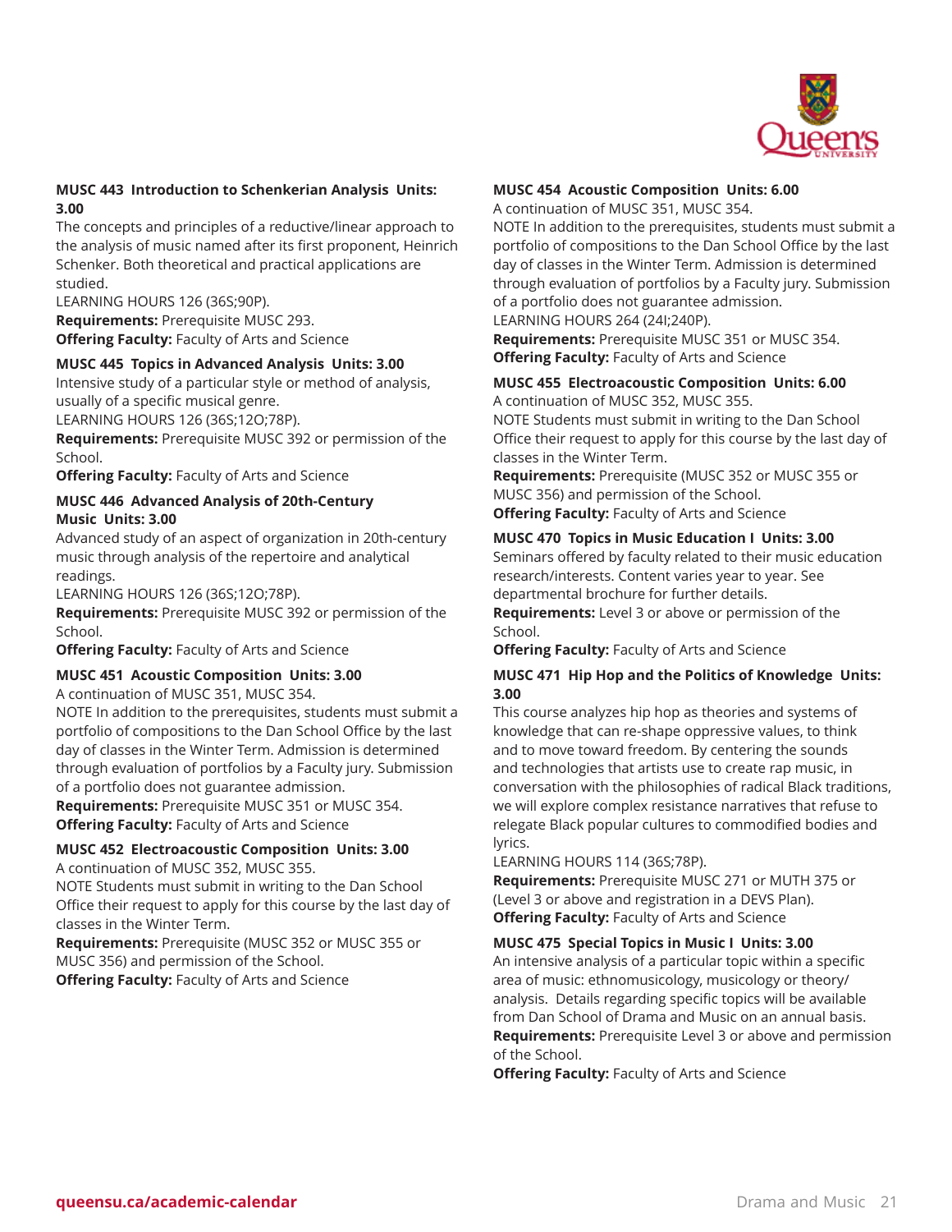#### MUSC 443 Introduction to Schenkerian Analysis Units: 3.00

The concepts and principles of a reductive/linear approach to the analysis of music named after its first proponent, Heinrich Schenker. Both theoretical and practical applications are studied.

LEARNING HOURS 126 (36S;90P).

**Requirements:** Prerequisite MUSC 293.

**Offering Faculty:** Faculty of Arts and Science

#### MUSC 445 Topics in Advanced Analysis Units: 3.00

Intensive study of a particular style or method of analysis, usually of a specific musical genre.

LEARNING HOURS 126 (36S;12O;78P).

**Requirements:** Prerequisite MUSC 392 or permission of the School.

**Offering Faculty:** Faculty of Arts and Science

#### MUSC 446 Advanced Analysis of 20th-Century Music Units: 3.00

Advanced study of an aspect of organization in 20th-century music through analysis of the repertoire and analytical readings.

LEARNING HOURS 126 (36S;12O;78P).

**Requirements:** Prerequisite MUSC 392 or permission of the School.

**Offering Faculty:** Faculty of Arts and Science

#### MUSC 451 Acoustic Composition Units: 3.00

A continuation of MUSC 351, MUSC 354.

NOTE In addition to the prerequisites, students must submit a portfolio of compositions to the Dan School Office by the last day of classes in the Winter Term. Admission is determined through evaluation of portfolios by a Faculty jury. Submission of a portfolio does not guarantee admission.

**Requirements:** Prerequisite MUSC 351 or MUSC 354.

**Offering Faculty:** Faculty of Arts and Science

#### MUSC 452 Electroacoustic Composition Units: 3.00

A continuation of MUSC 352, MUSC 355.

NOTE Students must submit in writing to the Dan School Office their request to apply for this course by the last day of classes in the Winter Term.

**Requirements:** Prerequisite (MUSC 352 or MUSC 355 or MUSC 356) and permission of the School.

**Offering Faculty:** Faculty of Arts and Science

#### MUSC 454 Acoustic Composition Units: 6.00

A continuation of MUSC 351, MUSC 354.

NOTE In addition to the prerequisites, students must submit a portfolio of compositions to the Dan School Office by the last day of classes in the Winter Term. Admission is determined through evaluation of portfolios by a Faculty jury. Submission of a portfolio does not guarantee admission.

LEARNING HOURS 264 (24I;240P).

**Requirements:** Prerequisite MUSC 351 or MUSC 354.

**Offering Faculty:** Faculty of Arts and Science

#### MUSC 455 Electroacoustic Composition Units: 6.00

A continuation of MUSC 352, MUSC 355.

NOTE Students must submit in writing to the Dan School Office their request to apply for this course by the last day of classes in the Winter Term.

**Requirements:** Prerequisite (MUSC 352 or MUSC 355 or MUSC 356) and permission of the School.

**Offering Faculty:** Faculty of Arts and Science

#### MUSC 470 Topics in Music Education I Units: 3.00

Seminars offered by faculty related to their music education research/interests. Content varies year to year. See departmental brochure for further details.

**Requirements:** Level 3 or above or permission of the School.

**Offering Faculty:** Faculty of Arts and Science

#### MUSC 471 Hip Hop and the Politics of Knowledge Units: 3.00

This course analyzes hip hop as theories and systems of knowledge that can re-shape oppressive values, to think and to move toward freedom. By centering the sounds and technologies that artists use to create rap music, in conversation with the philosophies of radical Black traditions, we will explore complex resistance narratives that refuse to relegate Black popular cultures to commodified bodies and lyrics.

LEARNING HOURS 114 (36S;78P).

**Requirements:** Prerequisite MUSC 271 or MUTH 375 or (Level 3 or above and registration in a DEVS Plan).

**Offering Faculty:** Faculty of Arts and Science

#### MUSC 475 Special Topics in Music I Units: 3.00

An intensive analysis of a particular topic within a specific area of music: ethnomusicology, musicology or theory/analysis. Details regarding specific topics will be available from Dan School of Drama and Music on an annual basis.

**Requirements:** Prerequisite Level 3 or above and permission of the School.

**Offering Faculty:** Faculty of Arts and Science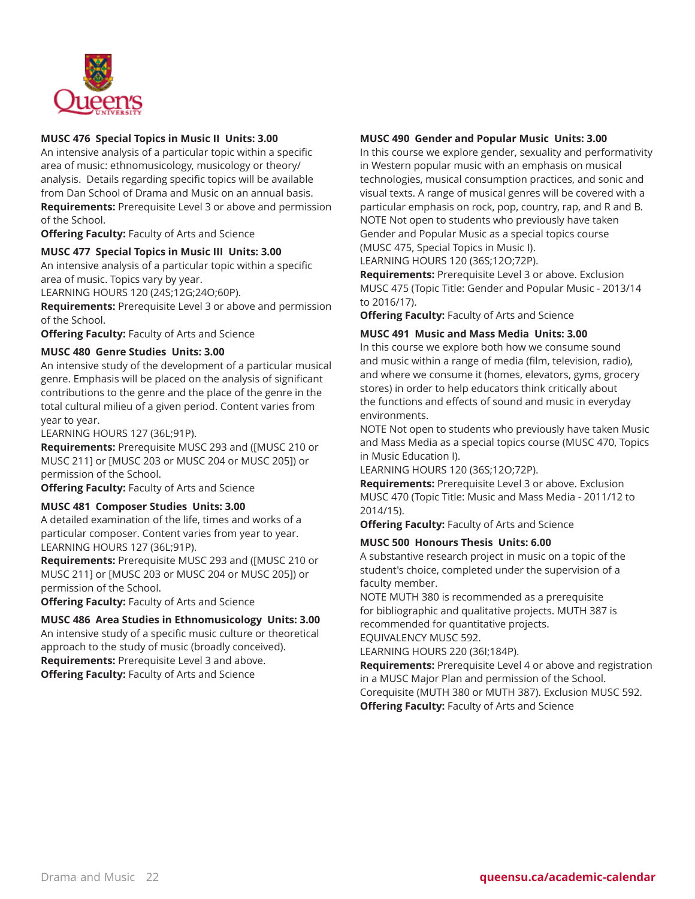### MUSC 476 Special Topics in Music II Units: 3.00

An intensive analysis of a particular topic within a specific area of music: ethnomusicology, musicology or theory/analysis. Details regarding specific topics will be available from Dan School of Drama and Music on an annual basis.

**Requirements:** Prerequisite Level 3 or above and permission of the School.

**Offering Faculty:** Faculty of Arts and Science

### MUSC 477 Special Topics in Music III Units: 3.00

An intensive analysis of a particular topic within a specific area of music. Topics vary by year.

LEARNING HOURS 120 (24S;12G;24O;60P).

**Requirements:** Prerequisite Level 3 or above and permission of the School.

**Offering Faculty:** Faculty of Arts and Science

### MUSC 480 Genre Studies Units: 3.00

An intensive study of the development of a particular musical genre. Emphasis will be placed on the analysis of significant contributions to the genre and the place of the genre in the total cultural milieu of a given period. Content varies from year to year.

LEARNING HOURS 127 (36L;91P).

**Requirements:** Prerequisite MUSC 293 and ([MUSC 210 or MUSC 211] or [MUSC 203 or MUSC 204 or MUSC 205]) or permission of the School.

**Offering Faculty:** Faculty of Arts and Science

### MUSC 481 Composer Studies Units: 3.00

A detailed examination of the life, times and works of a particular composer. Content varies from year to year.

LEARNING HOURS 127 (36L;91P).

**Requirements:** Prerequisite MUSC 293 and ([MUSC 210 or MUSC 211] or [MUSC 203 or MUSC 204 or MUSC 205]) or permission of the School.

**Offering Faculty:** Faculty of Arts and Science

### MUSC 486 Area Studies in Ethnomusicology Units: 3.00

An intensive study of a specific music culture or theoretical approach to the study of music (broadly conceived).

**Requirements:** Prerequisite Level 3 and above.

**Offering Faculty:** Faculty of Arts and Science

### MUSC 490 Gender and Popular Music Units: 3.00

In this course we explore gender, sexuality and performativity in Western popular music with an emphasis on musical technologies, musical consumption practices, and sonic and visual texts. A range of musical genres will be covered with a particular emphasis on rock, pop, country, rap, and R and B.

NOTE Not open to students who previously have taken Gender and Popular Music as a special topics course (MUSC 475, Special Topics in Music I).

LEARNING HOURS 120 (36S;12O;72P).

**Requirements:** Prerequisite Level 3 or above. Exclusion MUSC 475 (Topic Title: Gender and Popular Music - 2013/14 to 2016/17).

**Offering Faculty:** Faculty of Arts and Science

### MUSC 491 Music and Mass Media Units: 3.00

In this course we explore both how we consume sound and music within a range of media (film, television, radio), and where we consume it (homes, elevators, gyms, grocery stores) in order to help educators think critically about the functions and effects of sound and music in everyday environments.

NOTE Not open to students who previously have taken Music and Mass Media as a special topics course (MUSC 470, Topics in Music Education I).

LEARNING HOURS 120 (36S;12O;72P).

**Requirements:** Prerequisite Level 3 or above. Exclusion MUSC 470 (Topic Title: Music and Mass Media - 2011/12 to 2014/15).

**Offering Faculty:** Faculty of Arts and Science

### MUSC 500 Honours Thesis Units: 6.00

A substantive research project in music on a topic of the student's choice, completed under the supervision of a faculty member.

NOTE MUTH 380 is recommended as a prerequisite for bibliographic and qualitative projects. MUTH 387 is recommended for quantitative projects.

EQUIVALENCY MUSC 592.

LEARNING HOURS 220 (36I;184P).

**Requirements:** Prerequisite Level 4 or above and registration in a MUSC Major Plan and permission of the School. Corequisite (MUTH 380 or MUTH 387). Exclusion MUSC 592.

**Offering Faculty:** Faculty of Arts and Science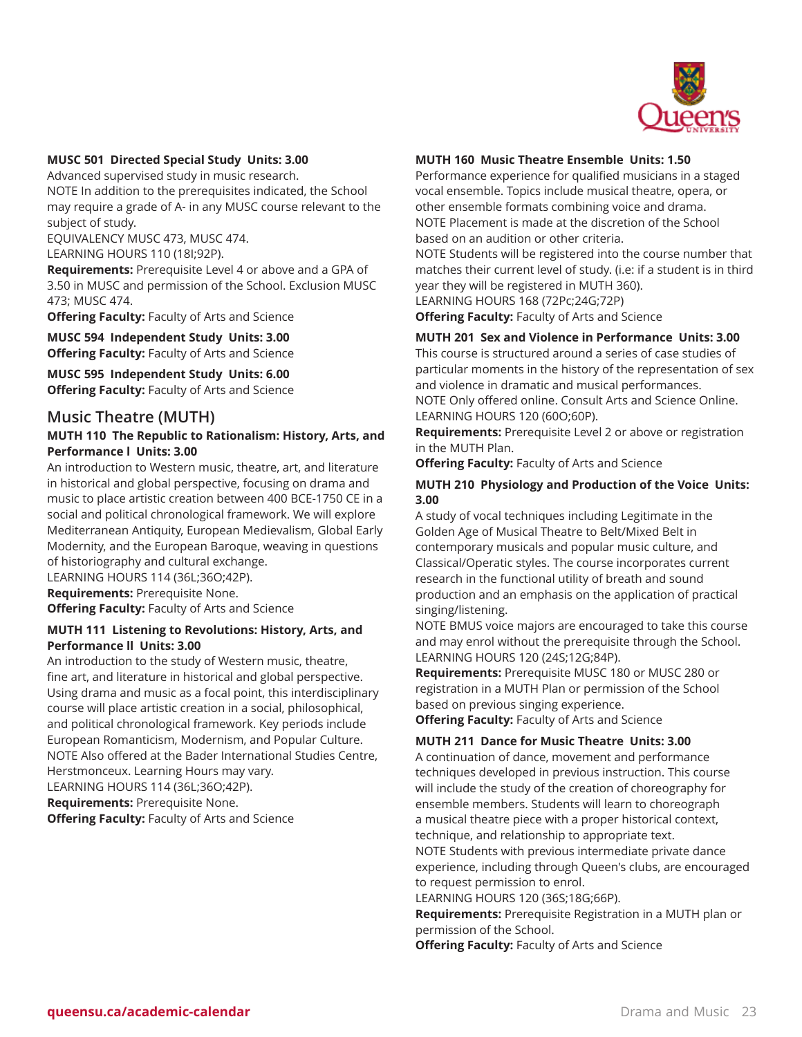**MUSC 501 Directed Special Study Units: 3.00**
Advanced supervised study in music research.
NOTE In addition to the prerequisites indicated, the School may require a grade of A- in any MUSC course relevant to the subject of study.
EQUIVALENCY MUSC 473, MUSC 474.
LEARNING HOURS 110 (18I;92P).
**Requirements:** Prerequisite Level 4 or above and a GPA of 3.50 in MUSC and permission of the School. Exclusion MUSC 473; MUSC 474.
**Offering Faculty:** Faculty of Arts and Science

**MUSC 594 Independent Study Units: 3.00**
**Offering Faculty:** Faculty of Arts and Science

**MUSC 595 Independent Study Units: 6.00**
**Offering Faculty:** Faculty of Arts and Science

## Music Theatre (MUTH)

**MUTH 110 The Republic to Rationalism: History, Arts, and Performance I Units: 3.00**
An introduction to Western music, theatre, art, and literature in historical and global perspective, focusing on drama and music to place artistic creation between 400 BCE-1750 CE in a social and political chronological framework. We will explore Mediterranean Antiquity, European Medievalism, Global Early Modernity, and the European Baroque, weaving in questions of historiography and cultural exchange.
LEARNING HOURS 114 (36L;36O;42P).
**Requirements:** Prerequisite None.
**Offering Faculty:** Faculty of Arts and Science

**MUTH 111 Listening to Revolutions: History, Arts, and Performance II Units: 3.00**
An introduction to the study of Western music, theatre, fine art, and literature in historical and global perspective. Using drama and music as a focal point, this interdisciplinary course will place artistic creation in a social, philosophical, and political chronological framework. Key periods include European Romanticism, Modernism, and Popular Culture.
NOTE Also offered at the Bader International Studies Centre, Herstmonceux. Learning Hours may vary.
LEARNING HOURS 114 (36L;36O;42P).
**Requirements:** Prerequisite None.
**Offering Faculty:** Faculty of Arts and Science

**MUTH 160 Music Theatre Ensemble Units: 1.50**
Performance experience for qualified musicians in a staged vocal ensemble. Topics include musical theatre, opera, or other ensemble formats combining voice and drama.
NOTE Placement is made at the discretion of the School based on an audition or other criteria.
NOTE Students will be registered into the course number that matches their current level of study. (i.e: if a student is in third year they will be registered in MUTH 360).
LEARNING HOURS 168 (72Pc;24G;72P)
**Offering Faculty:** Faculty of Arts and Science

**MUTH 201 Sex and Violence in Performance Units: 3.00**
This course is structured around a series of case studies of particular moments in the history of the representation of sex and violence in dramatic and musical performances.
NOTE Only offered online. Consult Arts and Science Online.
LEARNING HOURS 120 (60O;60P).
**Requirements:** Prerequisite Level 2 or above or registration in the MUTH Plan.
**Offering Faculty:** Faculty of Arts and Science

**MUTH 210 Physiology and Production of the Voice Units: 3.00**
A study of vocal techniques including Legitimate in the Golden Age of Musical Theatre to Belt/Mixed Belt in contemporary musicals and popular music culture, and Classical/Operatic styles. The course incorporates current research in the functional utility of breath and sound production and an emphasis on the application of practical singing/listening.
NOTE BMUS voice majors are encouraged to take this course and may enrol without the prerequisite through the School.
LEARNING HOURS 120 (24S;12G;84P).
**Requirements:** Prerequisite MUSC 180 or MUSC 280 or registration in a MUTH Plan or permission of the School based on previous singing experience.
**Offering Faculty:** Faculty of Arts and Science

**MUTH 211 Dance for Music Theatre Units: 3.00**
A continuation of dance, movement and performance techniques developed in previous instruction. This course will include the study of the creation of choreography for ensemble members. Students will learn to choreograph a musical theatre piece with a proper historical context, technique, and relationship to appropriate text.
NOTE Students with previous intermediate private dance experience, including through Queen's clubs, are encouraged to request permission to enrol.
LEARNING HOURS 120 (36S;18G;66P).
**Requirements:** Prerequisite Registration in a MUTH plan or permission of the School.
**Offering Faculty:** Faculty of Arts and Science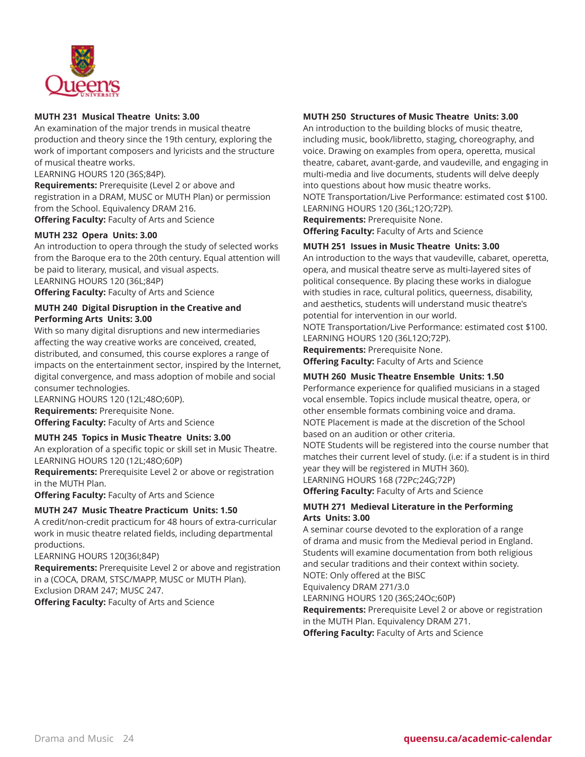### MUTH 231 Musical Theatre Units: 3.00

An examination of the major trends in musical theatre production and theory since the 19th century, exploring the work of important composers and lyricists and the structure of musical theatre works.

LEARNING HOURS 120 (36S;84P).

**Requirements:** Prerequisite (Level 2 or above and registration in a DRAM, MUSC or MUTH Plan) or permission from the School. Equivalency DRAM 216.

**Offering Faculty:** Faculty of Arts and Science

### MUTH 232 Opera Units: 3.00

An introduction to opera through the study of selected works from the Baroque era to the 20th century. Equal attention will be paid to literary, musical, and visual aspects.

LEARNING HOURS 120 (36L;84P)

**Offering Faculty:** Faculty of Arts and Science

### MUTH 240 Digital Disruption in the Creative and Performing Arts Units: 3.00

With so many digital disruptions and new intermediaries affecting the way creative works are conceived, created, distributed, and consumed, this course explores a range of impacts on the entertainment sector, inspired by the Internet, digital convergence, and mass adoption of mobile and social consumer technologies.

LEARNING HOURS 120 (12L;48O;60P).

**Requirements:** Prerequisite None.

**Offering Faculty:** Faculty of Arts and Science

### MUTH 245 Topics in Music Theatre Units: 3.00

An exploration of a specific topic or skill set in Music Theatre.

LEARNING HOURS 120 (12L;48O;60P)

**Requirements:** Prerequisite Level 2 or above or registration in the MUTH Plan.

**Offering Faculty:** Faculty of Arts and Science

### MUTH 247 Music Theatre Practicum Units: 1.50

A credit/non-credit practicum for 48 hours of extra-curricular work in music theatre related fields, including departmental productions.

LEARNING HOURS 120(36I;84P)

**Requirements:** Prerequisite Level 2 or above and registration in a (COCA, DRAM, STSC/MAPP, MUSC or MUTH Plan). Exclusion DRAM 247; MUSC 247.

**Offering Faculty:** Faculty of Arts and Science

### MUTH 250 Structures of Music Theatre Units: 3.00

An introduction to the building blocks of music theatre, including music, book/libretto, staging, choreography, and voice. Drawing on examples from opera, operetta, musical theatre, cabaret, avant-garde, and vaudeville, and engaging in multi-media and live documents, students will delve deeply into questions about how music theatre works.

NOTE Transportation/Live Performance: estimated cost $100.

LEARNING HOURS 120 (36L;12O;72P).

**Requirements:** Prerequisite None.

**Offering Faculty:** Faculty of Arts and Science

### MUTH 251 Issues in Music Theatre Units: 3.00

An introduction to the ways that vaudeville, cabaret, operetta, opera, and musical theatre serve as multi-layered sites of political consequence. By placing these works in dialogue with studies in race, cultural politics, queerness, disability, and aesthetics, students will understand music theatre's potential for intervention in our world.

NOTE Transportation/Live Performance: estimated cost $100.

LEARNING HOURS 120 (36L12O;72P).

**Requirements:** Prerequisite None.

**Offering Faculty:** Faculty of Arts and Science

### MUTH 260 Music Theatre Ensemble Units: 1.50

Performance experience for qualified musicians in a staged vocal ensemble. Topics include musical theatre, opera, or other ensemble formats combining voice and drama.

NOTE Placement is made at the discretion of the School based on an audition or other criteria.

NOTE Students will be registered into the course number that matches their current level of study. (i.e: if a student is in third year they will be registered in MUTH 360).

LEARNING HOURS 168 (72Pc;24G;72P)

**Offering Faculty:** Faculty of Arts and Science

### MUTH 271 Medieval Literature in the Performing Arts Units: 3.00

A seminar course devoted to the exploration of a range of drama and music from the Medieval period in England. Students will examine documentation from both religious and secular traditions and their context within society.

NOTE: Only offered at the BISC

Equivalency DRAM 271/3.0

LEARNING HOURS 120 (36S;24Oc;60P)

**Requirements:** Prerequisite Level 2 or above or registration in the MUTH Plan. Equivalency DRAM 271.

**Offering Faculty:** Faculty of Arts and Science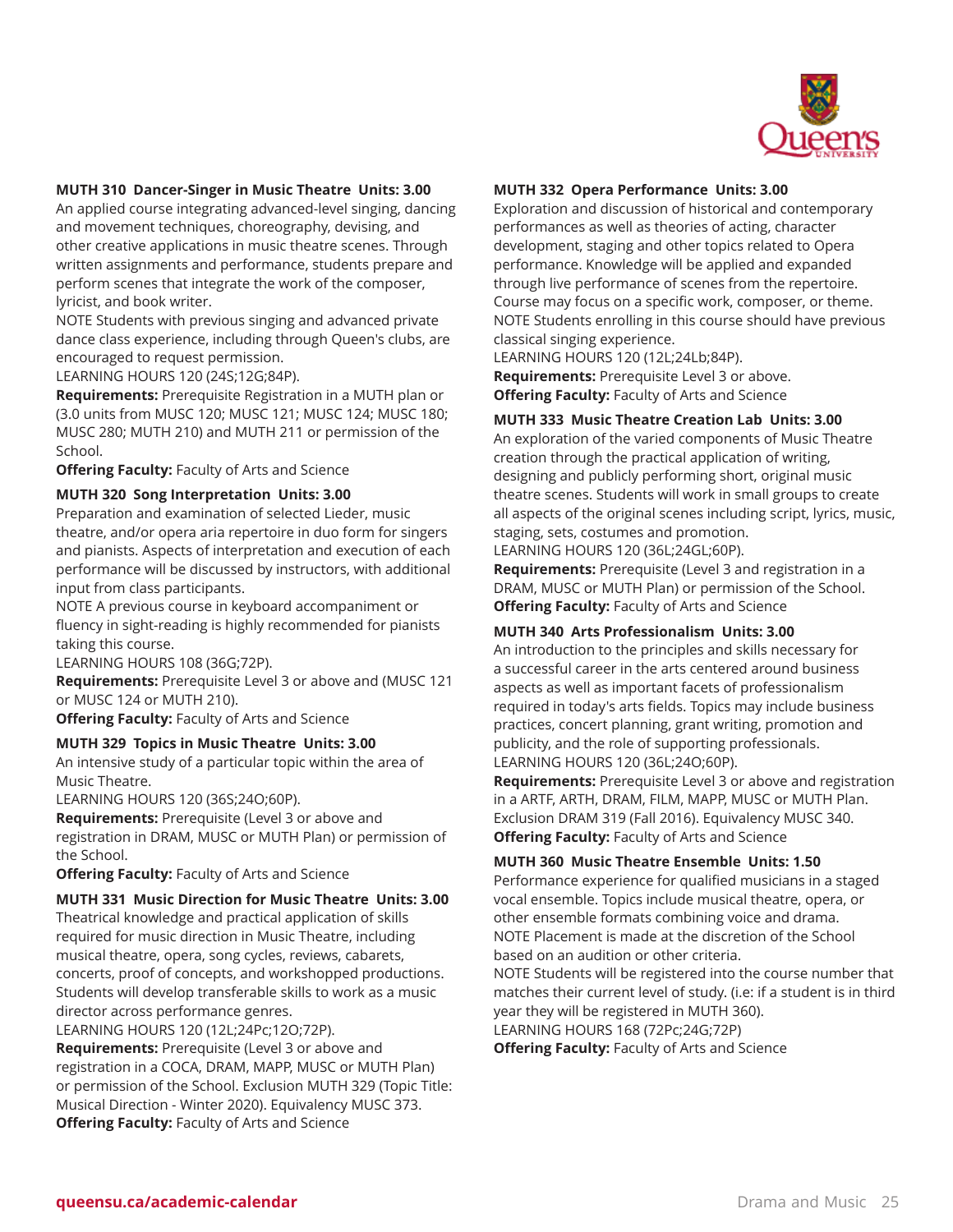**MUTH 310 Dancer-Singer in Music Theatre Units: 3.00**
An applied course integrating advanced-level singing, dancing and movement techniques, choreography, devising, and other creative applications in music theatre scenes. Through written assignments and performance, students prepare and perform scenes that integrate the work of the composer, lyricist, and book writer.
NOTE Students with previous singing and advanced private dance class experience, including through Queen's clubs, are encouraged to request permission.
LEARNING HOURS 120 (24S;12G;84P).
**Requirements:** Prerequisite Registration in a MUTH plan or (3.0 units from MUSC 120; MUSC 121; MUSC 124; MUSC 180; MUSC 280; MUTH 210) and MUTH 211 or permission of the School.
**Offering Faculty:** Faculty of Arts and Science

**MUTH 320 Song Interpretation Units: 3.00**
Preparation and examination of selected Lieder, music theatre, and/or opera aria repertoire in duo form for singers and pianists. Aspects of interpretation and execution of each performance will be discussed by instructors, with additional input from class participants.
NOTE A previous course in keyboard accompaniment or fluency in sight-reading is highly recommended for pianists taking this course.
LEARNING HOURS 108 (36G;72P).
**Requirements:** Prerequisite Level 3 or above and (MUSC 121 or MUSC 124 or MUTH 210).
**Offering Faculty:** Faculty of Arts and Science

**MUTH 329 Topics in Music Theatre Units: 3.00**
An intensive study of a particular topic within the area of Music Theatre.
LEARNING HOURS 120 (36S;24O;60P).
**Requirements:** Prerequisite (Level 3 or above and registration in DRAM, MUSC or MUTH Plan) or permission of the School.
**Offering Faculty:** Faculty of Arts and Science

**MUTH 331 Music Direction for Music Theatre Units: 3.00**
Theatrical knowledge and practical application of skills required for music direction in Music Theatre, including musical theatre, opera, song cycles, reviews, cabarets, concerts, proof of concepts, and workshopped productions. Students will develop transferable skills to work as a music director across performance genres.
LEARNING HOURS 120 (12L;24Pc;12O;72P).
**Requirements:** Prerequisite (Level 3 or above and registration in a COCA, DRAM, MAPP, MUSC or MUTH Plan) or permission of the School. Exclusion MUTH 329 (Topic Title: Musical Direction - Winter 2020). Equivalency MUSC 373.
**Offering Faculty:** Faculty of Arts and Science

**MUTH 332 Opera Performance Units: 3.00**
Exploration and discussion of historical and contemporary performances as well as theories of acting, character development, staging and other topics related to Opera performance. Knowledge will be applied and expanded through live performance of scenes from the repertoire. Course may focus on a specific work, composer, or theme.
NOTE Students enrolling in this course should have previous classical singing experience.
LEARNING HOURS 120 (12L;24Lb;84P).
**Requirements:** Prerequisite Level 3 or above.
**Offering Faculty:** Faculty of Arts and Science

**MUTH 333 Music Theatre Creation Lab Units: 3.00**
An exploration of the varied components of Music Theatre creation through the practical application of writing, designing and publicly performing short, original music theatre scenes. Students will work in small groups to create all aspects of the original scenes including script, lyrics, music, staging, sets, costumes and promotion.
LEARNING HOURS 120 (36L;24GL;60P).
**Requirements:** Prerequisite (Level 3 and registration in a DRAM, MUSC or MUTH Plan) or permission of the School.
**Offering Faculty:** Faculty of Arts and Science

**MUTH 340 Arts Professionalism Units: 3.00**
An introduction to the principles and skills necessary for a successful career in the arts centered around business aspects as well as important facets of professionalism required in today's arts fields. Topics may include business practices, concert planning, grant writing, promotion and publicity, and the role of supporting professionals.
LEARNING HOURS 120 (36L;24O;60P).
**Requirements:** Prerequisite Level 3 or above and registration in a ARTF, ARTH, DRAM, FILM, MAPP, MUSC or MUTH Plan. Exclusion DRAM 319 (Fall 2016). Equivalency MUSC 340.
**Offering Faculty:** Faculty of Arts and Science

**MUTH 360 Music Theatre Ensemble Units: 1.50**
Performance experience for qualified musicians in a staged vocal ensemble. Topics include musical theatre, opera, or other ensemble formats combining voice and drama.
NOTE Placement is made at the discretion of the School based on an audition or other criteria.
NOTE Students will be registered into the course number that matches their current level of study. (i.e: if a student is in third year they will be registered in MUTH 360).
LEARNING HOURS 168 (72Pc;24G;72P)
**Offering Faculty:** Faculty of Arts and Science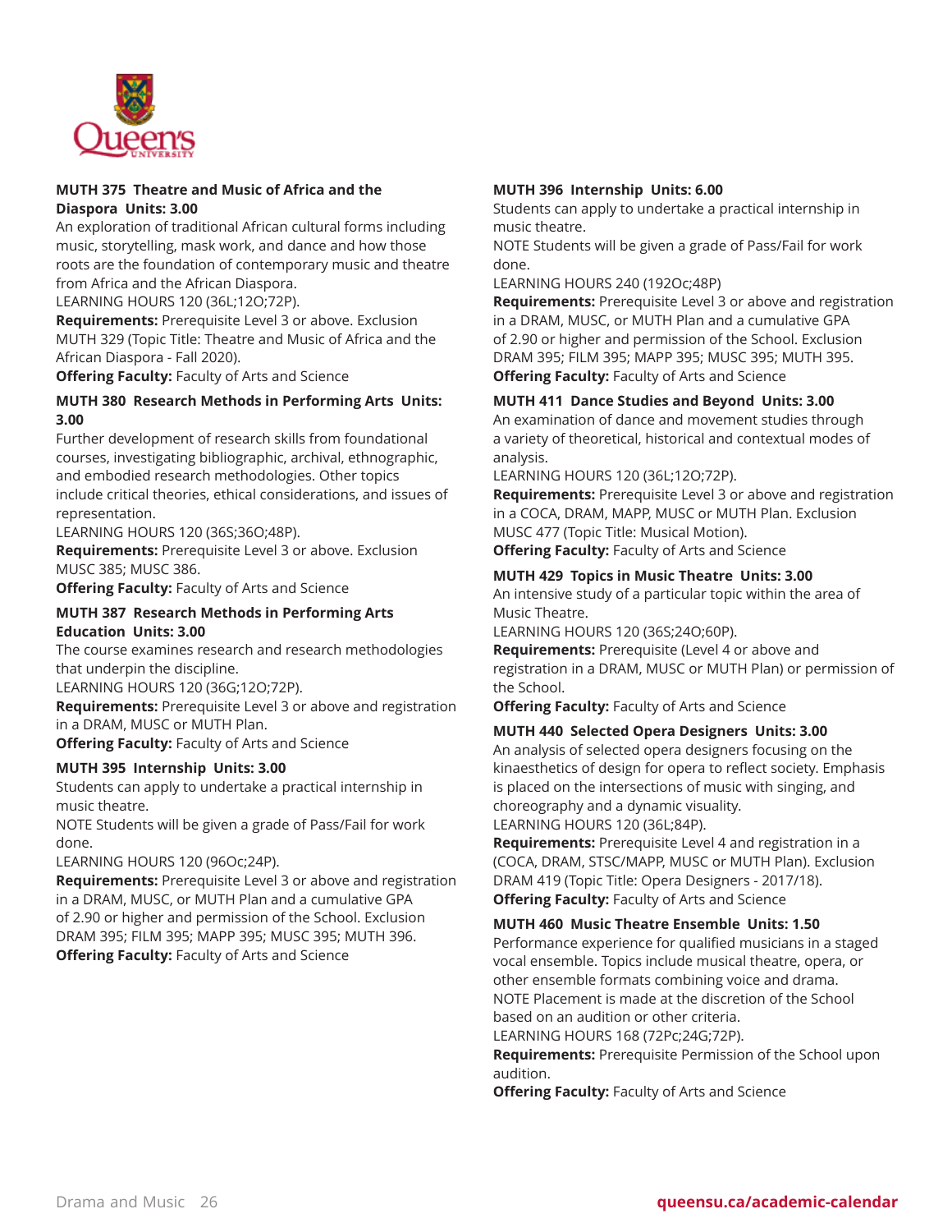**MUTH 375 Theatre and Music of Africa and the Diaspora Units: 3.00**

An exploration of traditional African cultural forms including music, storytelling, mask work, and dance and how those roots are the foundation of contemporary music and theatre from Africa and the African Diaspora.

LEARNING HOURS 120 (36L;12O;72P).

**Requirements:** Prerequisite Level 3 or above. Exclusion MUTH 329 (Topic Title: Theatre and Music of Africa and the African Diaspora - Fall 2020).

**Offering Faculty:** Faculty of Arts and Science

**MUTH 380 Research Methods in Performing Arts Units: 3.00**

Further development of research skills from foundational courses, investigating bibliographic, archival, ethnographic, and embodied research methodologies. Other topics include critical theories, ethical considerations, and issues of representation.

LEARNING HOURS 120 (36S;36O;48P).

**Requirements:** Prerequisite Level 3 or above. Exclusion MUSC 385; MUSC 386.

**Offering Faculty:** Faculty of Arts and Science

**MUTH 387 Research Methods in Performing Arts Education Units: 3.00**

The course examines research and research methodologies that underpin the discipline.

LEARNING HOURS 120 (36G;12O;72P).

**Requirements:** Prerequisite Level 3 or above and registration in a DRAM, MUSC or MUTH Plan.

**Offering Faculty:** Faculty of Arts and Science

**MUTH 395 Internship Units: 3.00**

Students can apply to undertake a practical internship in music theatre.

NOTE Students will be given a grade of Pass/Fail for work done.

LEARNING HOURS 120 (96Oc;24P).

**Requirements:** Prerequisite Level 3 or above and registration in a DRAM, MUSC, or MUTH Plan and a cumulative GPA of 2.90 or higher and permission of the School. Exclusion DRAM 395; FILM 395; MAPP 395; MUSC 395; MUTH 396.

**Offering Faculty:** Faculty of Arts and Science

**MUTH 396 Internship Units: 6.00**

Students can apply to undertake a practical internship in music theatre.

NOTE Students will be given a grade of Pass/Fail for work done.

LEARNING HOURS 240 (192Oc;48P)

**Requirements:** Prerequisite Level 3 or above and registration in a DRAM, MUSC, or MUTH Plan and a cumulative GPA of 2.90 or higher and permission of the School. Exclusion DRAM 395; FILM 395; MAPP 395; MUSC 395; MUTH 395.

**Offering Faculty:** Faculty of Arts and Science

**MUTH 411 Dance Studies and Beyond Units: 3.00**

An examination of dance and movement studies through a variety of theoretical, historical and contextual modes of analysis.

LEARNING HOURS 120 (36L;12O;72P).

**Requirements:** Prerequisite Level 3 or above and registration in a COCA, DRAM, MAPP, MUSC or MUTH Plan. Exclusion MUSC 477 (Topic Title: Musical Motion).

**Offering Faculty:** Faculty of Arts and Science

**MUTH 429 Topics in Music Theatre Units: 3.00**

An intensive study of a particular topic within the area of Music Theatre.

LEARNING HOURS 120 (36S;24O;60P).

**Requirements:** Prerequisite (Level 4 or above and registration in a DRAM, MUSC or MUTH Plan) or permission of the School.

**Offering Faculty:** Faculty of Arts and Science

**MUTH 440 Selected Opera Designers Units: 3.00**

An analysis of selected opera designers focusing on the kinaesthetics of design for opera to reflect society. Emphasis is placed on the intersections of music with singing, and choreography and a dynamic visuality.

LEARNING HOURS 120 (36L;84P).

**Requirements:** Prerequisite Level 4 and registration in a (COCA, DRAM, STSC/MAPP, MUSC or MUTH Plan). Exclusion DRAM 419 (Topic Title: Opera Designers - 2017/18).

**Offering Faculty:** Faculty of Arts and Science

**MUTH 460 Music Theatre Ensemble Units: 1.50**

Performance experience for qualified musicians in a staged vocal ensemble. Topics include musical theatre, opera, or other ensemble formats combining voice and drama.

NOTE Placement is made at the discretion of the School based on an audition or other criteria.

LEARNING HOURS 168 (72Pc;24G;72P).

**Requirements:** Prerequisite Permission of the School upon audition.

**Offering Faculty:** Faculty of Arts and Science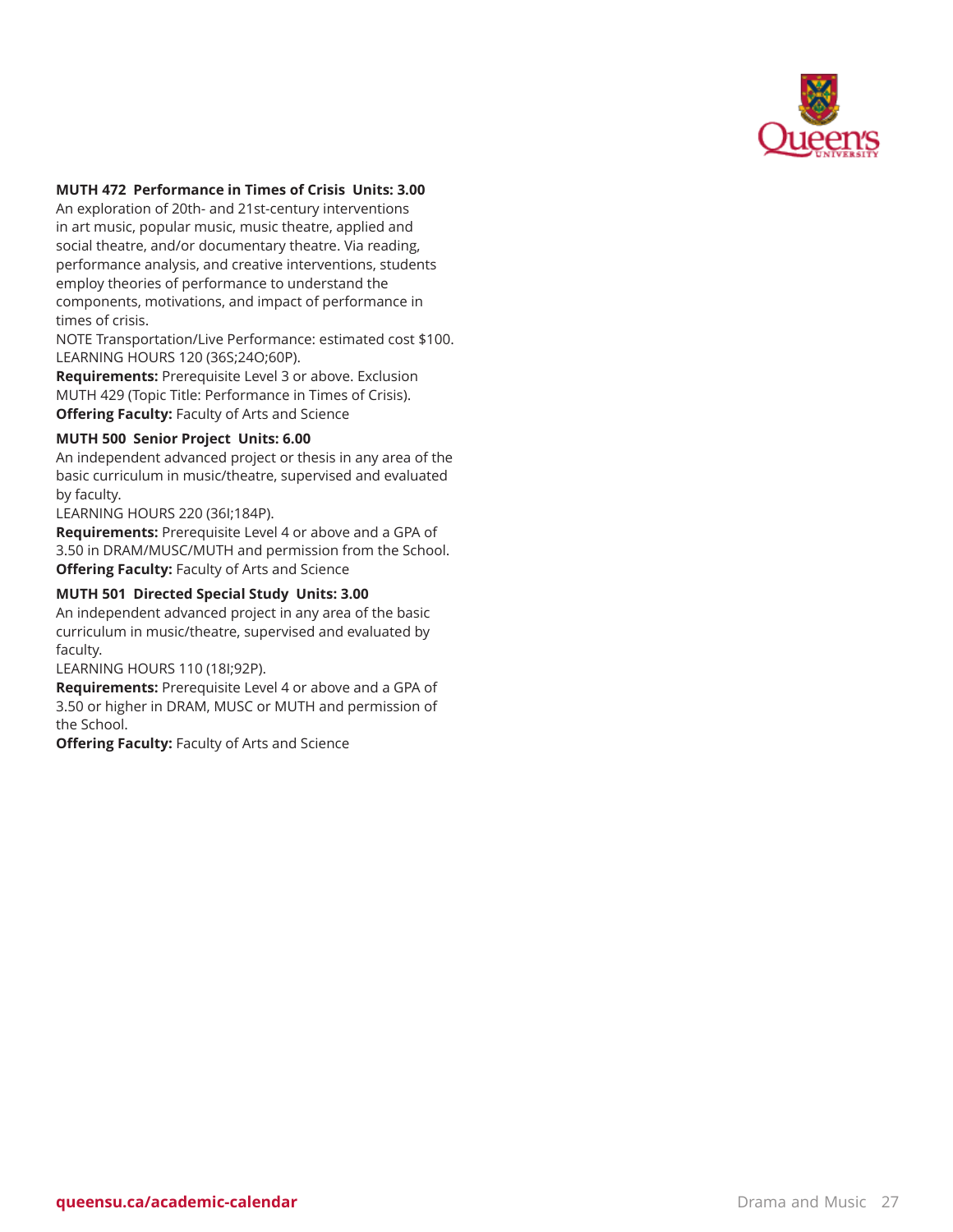**MUTH 472 Performance in Times of Crisis Units: 3.00**

An exploration of 20th- and 21st-century interventions in art music, popular music, music theatre, applied and social theatre, and/or documentary theatre. Via reading, performance analysis, and creative interventions, students employ theories of performance to understand the components, motivations, and impact of performance in times of crisis.

NOTE Transportation/Live Performance: estimated cost $100.

LEARNING HOURS 120 (36S;24O;60P).

**Requirements:** Prerequisite Level 3 or above. Exclusion MUTH 429 (Topic Title: Performance in Times of Crisis).

**Offering Faculty:** Faculty of Arts and Science

**MUTH 500 Senior Project Units: 6.00**

An independent advanced project or thesis in any area of the basic curriculum in music/theatre, supervised and evaluated by faculty.

LEARNING HOURS 220 (36I;184P).

**Requirements:** Prerequisite Level 4 or above and a GPA of 3.50 in DRAM/MUSC/MUTH and permission from the School.

**Offering Faculty:** Faculty of Arts and Science

**MUTH 501 Directed Special Study Units: 3.00**

An independent advanced project in any area of the basic curriculum in music/theatre, supervised and evaluated by faculty.

LEARNING HOURS 110 (18I;92P).

**Requirements:** Prerequisite Level 4 or above and a GPA of 3.50 or higher in DRAM, MUSC or MUTH and permission of the School.

**Offering Faculty:** Faculty of Arts and Science